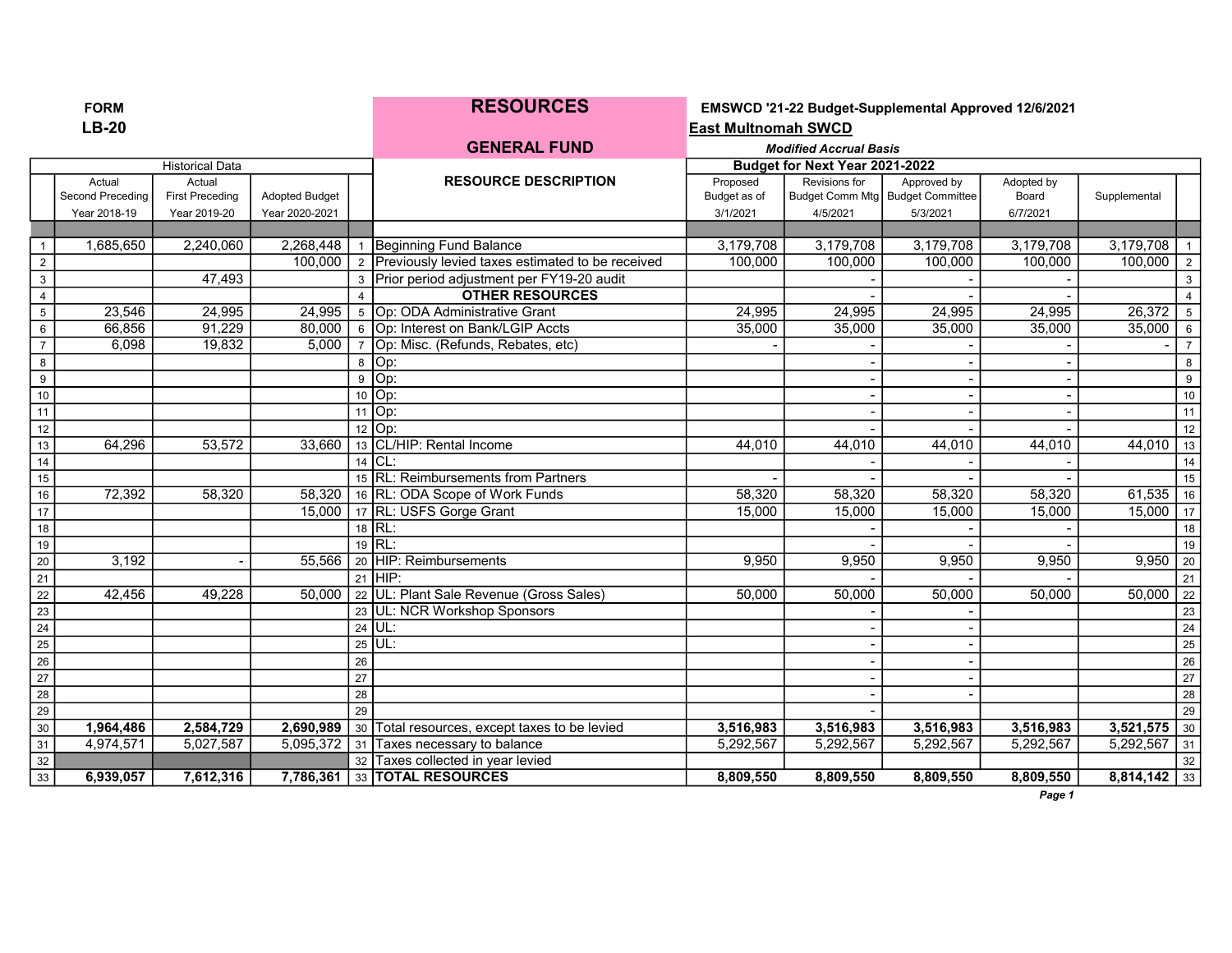**FORM LB-20**

# RESOURCES

## GENERAL FUND

**EMSWCD '21-22 Budget-Supplemental Approved 12/6/2021**

**East Multnomah SWCD**

***Modified Accrual Basis***

| | Historical Data | | | | RESOURCE DESCRIPTION | Budget for Next Year 2021-2022 | | | | | |
|---|---|---|---|---|---|---|---|---|---|---|---|
| | Actual Second Preceding Year 2018-19 | Actual First Preceding Year 2019-20 | Adopted Budget Year 2020-2021 | | | Proposed Budget as of 3/1/2021 | Revisions for Budget Comm Mtg 4/5/2021 | Approved by Budget Committee 5/3/2021 | Adopted by Board 6/7/2021 | Supplemental | |
| 1 | 1,685,650 | 2,240,060 | 2,268,448 | 1 | Beginning Fund Balance | 3,179,708 | 3,179,708 | 3,179,708 | 3,179,708 | 3,179,708 | 1 |
| 2 | | | 100,000 | 2 | Previously levied taxes estimated to be received | 100,000 | 100,000 | 100,000 | 100,000 | 100,000 | 2 |
| 3 | | 47,493 | | 3 | Prior period adjustment per FY19-20 audit | | - | - | - | | 3 |
| 4 | | | | 4 | **OTHER RESOURCES** | | - | - | - | | 4 |
| 5 | 23,546 | 24,995 | 24,995 | 5 | Op: ODA Administrative Grant | 24,995 | 24,995 | 24,995 | 24,995 | 26,372 | 5 |
| 6 | 66,856 | 91,229 | 80,000 | 6 | Op: Interest on Bank/LGIP Accts | 35,000 | 35,000 | 35,000 | 35,000 | 35,000 | 6 |
| 7 | 6,098 | 19,832 | 5,000 | 7 | Op: Misc. (Refunds, Rebates, etc) | - | - | - | - | - | 7 |
| 8 | | | | 8 | Op: | | - | - | - | | 8 |
| 9 | | | | 9 | Op: | | - | - | - | | 9 |
| 10 | | | | 10 | Op: | | - | - | - | | 10 |
| 11 | | | | 11 | Op: | | - | - | - | | 11 |
| 12 | | | | 12 | Op: | | - | - | - | | 12 |
| 13 | 64,296 | 53,572 | 33,660 | 13 | CL/HIP: Rental Income | 44,010 | 44,010 | 44,010 | 44,010 | 44,010 | 13 |
| 14 | | | | 14 | CL: | | - | - | - | | 14 |
| 15 | | | | 15 | RL: Reimbursements from Partners | - | - | - | - | | 15 |
| 16 | 72,392 | 58,320 | 58,320 | 16 | RL: ODA Scope of Work Funds | 58,320 | 58,320 | 58,320 | 58,320 | 61,535 | 16 |
| 17 | | | 15,000 | 17 | RL: USFS Gorge Grant | 15,000 | 15,000 | 15,000 | 15,000 | 15,000 | 17 |
| 18 | | | | 18 | RL: | | - | - | - | | 18 |
| 19 | | | | 19 | RL: | | - | - | - | | 19 |
| 20 | 3,192 | - | 55,566 | 20 | HIP: Reimbursements | 9,950 | 9,950 | 9,950 | 9,950 | 9,950 | 20 |
| 21 | | | | 21 | HIP: | | - | - | - | | 21 |
| 22 | 42,456 | 49,228 | 50,000 | 22 | UL: Plant Sale Revenue (Gross Sales) | 50,000 | 50,000 | 50,000 | 50,000 | 50,000 | 22 |
| 23 | | | | 23 | UL: NCR Workshop Sponsors | | - | - | | | 23 |
| 24 | | | | 24 | UL: | | - | - | | | 24 |
| 25 | | | | 25 | UL: | | - | - | | | 25 |
| 26 | | | | 26 | | | - | - | | | 26 |
| 27 | | | | 27 | | | - | - | | | 27 |
| 28 | | | | 28 | | | - | - | | | 28 |
| 29 | | | | 29 | | | - | | | | 29 |
| 30 | **1,964,486** | **2,584,729** | **2,690,989** | 30 | Total resources, except taxes to be levied | **3,516,983** | **3,516,983** | **3,516,983** | **3,516,983** | **3,521,575** | 30 |
| 31 | 4,974,571 | 5,027,587 | 5,095,372 | 31 | Taxes necessary to balance | 5,292,567 | 5,292,567 | 5,292,567 | 5,292,567 | 5,292,567 | 31 |
| 32 | | | | 32 | Taxes collected in year levied | | | | | | 32 |
| 33 | **6,939,057** | **7,612,316** | **7,786,361** | 33 | **TOTAL RESOURCES** | **8,809,550** | **8,809,550** | **8,809,550** | **8,809,550** | **8,814,142** | 33 |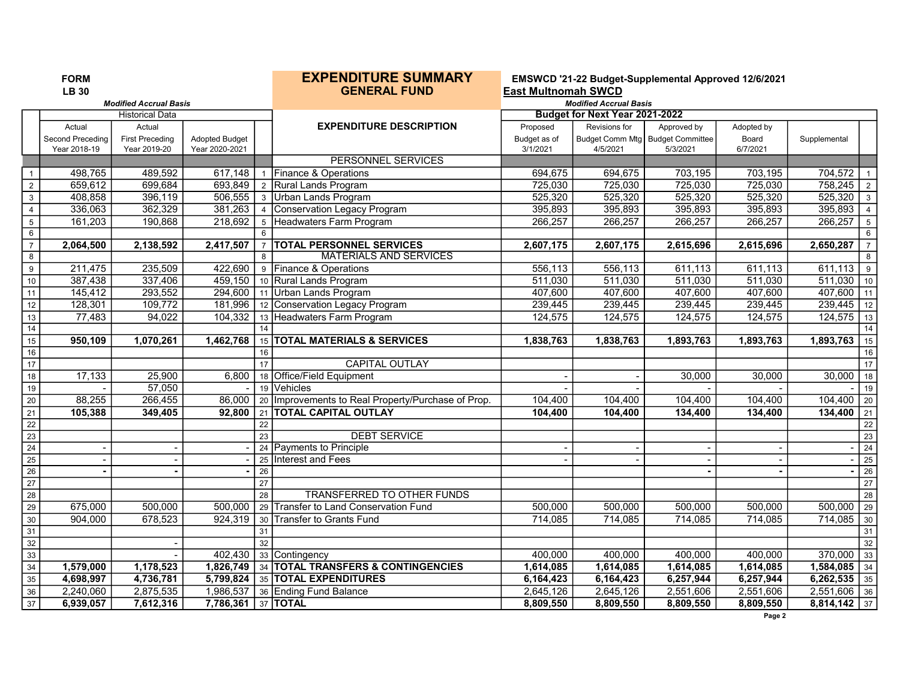**FORM**
**LB 30**

# EXPENDITURE SUMMARY
## GENERAL FUND

**EMSWCD '21-22 Budget-Supplemental Approved 12/6/2021**
**East Multnomah SWCD**

*Modified Accrual Basis* | *Modified Accrual Basis*

| | Historical Data | | | | EXPENDITURE DESCRIPTION | Budget for Next Year 2021-2022 | | | | | |
|---|---|---|---|---|---|---|---|---|---|---|---|
| | Actual Second Preceding Year 2018-19 | Actual First Preceding Year 2019-20 | Adopted Budget Year 2020-2021 | | | Proposed Budget as of 3/1/2021 | Revisions for Budget Comm Mtg 4/5/2021 | Approved by Budget Committee 5/3/2021 | Adopted by Board 6/7/2021 | Supplemental | |
| | | | | | PERSONNEL SERVICES | | | | | | |
| 1 | 498,765 | 489,592 | 617,148 | 1 | Finance & Operations | 694,675 | 694,675 | 703,195 | 703,195 | 704,572 | 1 |
| 2 | 659,612 | 699,684 | 693,849 | 2 | Rural Lands Program | 725,030 | 725,030 | 725,030 | 725,030 | 758,245 | 2 |
| 3 | 408,858 | 396,119 | 506,555 | 3 | Urban Lands Program | 525,320 | 525,320 | 525,320 | 525,320 | 525,320 | 3 |
| 4 | 336,063 | 362,329 | 381,263 | 4 | Conservation Legacy Program | 395,893 | 395,893 | 395,893 | 395,893 | 395,893 | 4 |
| 5 | 161,203 | 190,868 | 218,692 | 5 | Headwaters Farm Program | 266,257 | 266,257 | 266,257 | 266,257 | 266,257 | 5 |
| 6 | | | | 6 | | | | | | | 6 |
| 7 | **2,064,500** | **2,138,592** | **2,417,507** | 7 | **TOTAL PERSONNEL SERVICES** | **2,607,175** | **2,607,175** | **2,615,696** | **2,615,696** | **2,650,287** | 7 |
| 8 | | | | 8 | MATERIALS AND SERVICES | | | | | | 8 |
| 9 | 211,475 | 235,509 | 422,690 | 9 | Finance & Operations | 556,113 | 556,113 | 611,113 | 611,113 | 611,113 | 9 |
| 10 | 387,438 | 337,406 | 459,150 | 10 | Rural Lands Program | 511,030 | 511,030 | 511,030 | 511,030 | 511,030 | 10 |
| 11 | 145,412 | 293,552 | 294,600 | 11 | Urban Lands Program | 407,600 | 407,600 | 407,600 | 407,600 | 407,600 | 11 |
| 12 | 128,301 | 109,772 | 181,996 | 12 | Conservation Legacy Program | 239,445 | 239,445 | 239,445 | 239,445 | 239,445 | 12 |
| 13 | 77,483 | 94,022 | 104,332 | 13 | Headwaters Farm Program | 124,575 | 124,575 | 124,575 | 124,575 | 124,575 | 13 |
| 14 | | | | 14 | | | | | | | 14 |
| 15 | **950,109** | **1,070,261** | **1,462,768** | 15 | **TOTAL MATERIALS & SERVICES** | **1,838,763** | **1,838,763** | **1,893,763** | **1,893,763** | **1,893,763** | 15 |
| 16 | | | | 16 | | | | | | | 16 |
| 17 | | | | 17 | CAPITAL OUTLAY | | | | | | 17 |
| 18 | 17,133 | 25,900 | 6,800 | 18 | Office/Field Equipment | - | - | 30,000 | 30,000 | 30,000 | 18 |
| 19 | - | 57,050 | - | 19 | Vehicles | - | - | - | - | - | 19 |
| 20 | 88,255 | 266,455 | 86,000 | 20 | Improvements to Real Property/Purchase of Prop. | 104,400 | 104,400 | 104,400 | 104,400 | 104,400 | 20 |
| 21 | **105,388** | **349,405** | **92,800** | 21 | **TOTAL CAPITAL OUTLAY** | **104,400** | **104,400** | **134,400** | **134,400** | **134,400** | 21 |
| 22 | | | | 22 | | | | | | | 22 |
| 23 | | | | 23 | DEBT SERVICE | | | | | | 23 |
| 24 | - | - | - | 24 | Payments to Principle | - | - | - | - | - | 24 |
| 25 | - | - | - | 25 | Interest and Fees | - | - | - | - | - | 25 |
| 26 | **-** | **-** | **-** | 26 | | | | **-** | **-** | **-** | 26 |
| 27 | | | | 27 | | | | | | | 27 |
| 28 | | | | 28 | TRANSFERRED TO OTHER FUNDS | | | | | | 28 |
| 29 | 675,000 | 500,000 | 500,000 | 29 | Transfer to Land Conservation Fund | 500,000 | 500,000 | 500,000 | 500,000 | 500,000 | 29 |
| 30 | 904,000 | 678,523 | 924,319 | 30 | Transfer to Grants Fund | 714,085 | 714,085 | 714,085 | 714,085 | 714,085 | 30 |
| 31 | | | | 31 | | | | | | | 31 |
| 32 | | - | | 32 | | | | | | | 32 |
| 33 | | - | 402,430 | 33 | Contingency | 400,000 | 400,000 | 400,000 | 400,000 | 370,000 | 33 |
| 34 | **1,579,000** | **1,178,523** | **1,826,749** | 34 | **TOTAL TRANSFERS & CONTINGENCIES** | **1,614,085** | **1,614,085** | **1,614,085** | **1,614,085** | **1,584,085** | 34 |
| 35 | **4,698,997** | **4,736,781** | **5,799,824** | 35 | **TOTAL EXPENDITURES** | **6,164,423** | **6,164,423** | **6,257,944** | **6,257,944** | **6,262,535** | 35 |
| 36 | 2,240,060 | 2,875,535 | 1,986,537 | 36 | Ending Fund Balance | 2,645,126 | 2,645,126 | 2,551,606 | 2,551,606 | 2,551,606 | 36 |
| 37 | **6,939,057** | **7,612,316** | **7,786,361** | 37 | **TOTAL** | **8,809,550** | **8,809,550** | **8,809,550** | **8,809,550** | **8,814,142** | 37 |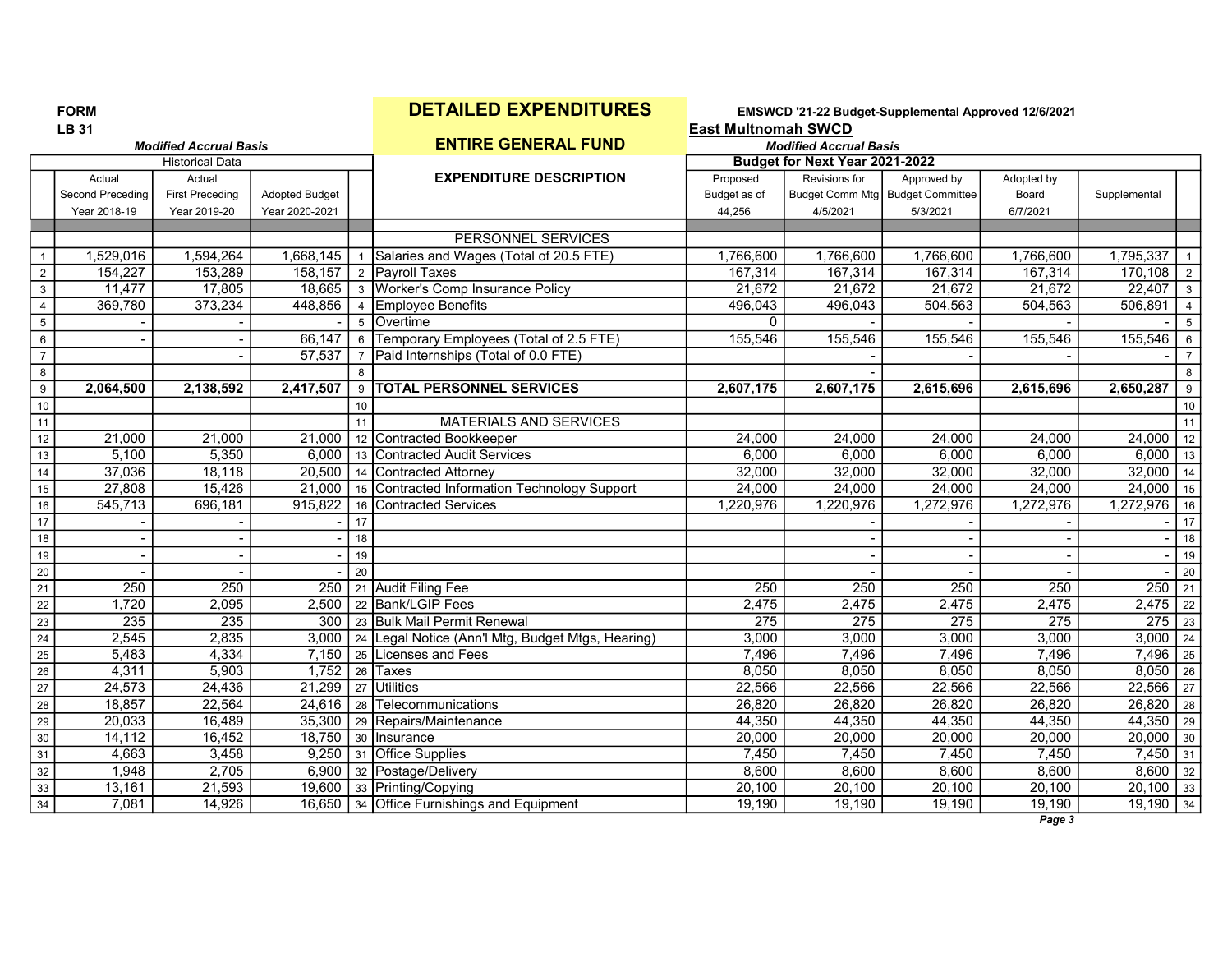FORM
LB 31

# DETAILED EXPENDITURES

## ENTIRE GENERAL FUND

EMSWCD '21-22 Budget-Supplemental Approved 12/6/2021

**East Multnomah SWCD**

*Modified Accrual Basis*

| | Historical Data | | | | | Budget for Next Year 2021-2022 | | | | | |
|---|---|---|---|---|---|---|---|---|---|---|---|
| | Actual Second Preceding Year 2018-19 | Actual First Preceding Year 2019-20 | Adopted Budget Year 2020-2021 | | EXPENDITURE DESCRIPTION | Proposed Budget as of 44,256 | Revisions for Budget Comm Mtg 4/5/2021 | Approved by Budget Committee 5/3/2021 | Adopted by Board 6/7/2021 | Supplemental | |
| | | | | | PERSONNEL SERVICES | | | | | | |
| 1 | 1,529,016 | 1,594,264 | 1,668,145 | 1 | Salaries and Wages (Total of 20.5 FTE) | 1,766,600 | 1,766,600 | 1,766,600 | 1,766,600 | 1,795,337 | 1 |
| 2 | 154,227 | 153,289 | 158,157 | 2 | Payroll Taxes | 167,314 | 167,314 | 167,314 | 167,314 | 170,108 | 2 |
| 3 | 11,477 | 17,805 | 18,665 | 3 | Worker's Comp Insurance Policy | 21,672 | 21,672 | 21,672 | 21,672 | 22,407 | 3 |
| 4 | 369,780 | 373,234 | 448,856 | 4 | Employee Benefits | 496,043 | 496,043 | 504,563 | 504,563 | 506,891 | 4 |
| 5 | - | - | - | 5 | Overtime | 0 | - | - | - | - | 5 |
| 6 | - | - | 66,147 | 6 | Temporary Employees (Total of 2.5 FTE) | 155,546 | 155,546 | 155,546 | 155,546 | 155,546 | 6 |
| 7 | | - | 57,537 | 7 | Paid Internships (Total of 0.0 FTE) | | - | - | - | - | 7 |
| 8 | | | | 8 | | | - | | | | 8 |
| 9 | **2,064,500** | **2,138,592** | **2,417,507** | 9 | **TOTAL PERSONNEL SERVICES** | **2,607,175** | **2,607,175** | **2,615,696** | **2,615,696** | **2,650,287** | 9 |
| 10 | | | | 10 | | | | | | | 10 |
| 11 | | | | 11 | MATERIALS AND SERVICES | | | | | | 11 |
| 12 | 21,000 | 21,000 | 21,000 | 12 | Contracted Bookkeeper | 24,000 | 24,000 | 24,000 | 24,000 | 24,000 | 12 |
| 13 | 5,100 | 5,350 | 6,000 | 13 | Contracted Audit Services | 6,000 | 6,000 | 6,000 | 6,000 | 6,000 | 13 |
| 14 | 37,036 | 18,118 | 20,500 | 14 | Contracted Attorney | 32,000 | 32,000 | 32,000 | 32,000 | 32,000 | 14 |
| 15 | 27,808 | 15,426 | 21,000 | 15 | Contracted Information Technology Support | 24,000 | 24,000 | 24,000 | 24,000 | 24,000 | 15 |
| 16 | 545,713 | 696,181 | 915,822 | 16 | Contracted Services | 1,220,976 | 1,220,976 | 1,272,976 | 1,272,976 | 1,272,976 | 16 |
| 17 | - | - | - | 17 | | | - | - | - | - | 17 |
| 18 | - | - | - | 18 | | | - | - | - | - | 18 |
| 19 | - | - | - | 19 | | | - | - | - | - | 19 |
| 20 | - | - | - | 20 | | | - | - | - | - | 20 |
| 21 | 250 | 250 | 250 | 21 | Audit Filing Fee | 250 | 250 | 250 | 250 | 250 | 21 |
| 22 | 1,720 | 2,095 | 2,500 | 22 | Bank/LGIP Fees | 2,475 | 2,475 | 2,475 | 2,475 | 2,475 | 22 |
| 23 | 235 | 235 | 300 | 23 | Bulk Mail Permit Renewal | 275 | 275 | 275 | 275 | 275 | 23 |
| 24 | 2,545 | 2,835 | 3,000 | 24 | Legal Notice (Ann'l Mtg, Budget Mtgs, Hearing) | 3,000 | 3,000 | 3,000 | 3,000 | 3,000 | 24 |
| 25 | 5,483 | 4,334 | 7,150 | 25 | Licenses and Fees | 7,496 | 7,496 | 7,496 | 7,496 | 7,496 | 25 |
| 26 | 4,311 | 5,903 | 1,752 | 26 | Taxes | 8,050 | 8,050 | 8,050 | 8,050 | 8,050 | 26 |
| 27 | 24,573 | 24,436 | 21,299 | 27 | Utilities | 22,566 | 22,566 | 22,566 | 22,566 | 22,566 | 27 |
| 28 | 18,857 | 22,564 | 24,616 | 28 | Telecommunications | 26,820 | 26,820 | 26,820 | 26,820 | 26,820 | 28 |
| 29 | 20,033 | 16,489 | 35,300 | 29 | Repairs/Maintenance | 44,350 | 44,350 | 44,350 | 44,350 | 44,350 | 29 |
| 30 | 14,112 | 16,452 | 18,750 | 30 | Insurance | 20,000 | 20,000 | 20,000 | 20,000 | 20,000 | 30 |
| 31 | 4,663 | 3,458 | 9,250 | 31 | Office Supplies | 7,450 | 7,450 | 7,450 | 7,450 | 7,450 | 31 |
| 32 | 1,948 | 2,705 | 6,900 | 32 | Postage/Delivery | 8,600 | 8,600 | 8,600 | 8,600 | 8,600 | 32 |
| 33 | 13,161 | 21,593 | 19,600 | 33 | Printing/Copying | 20,100 | 20,100 | 20,100 | 20,100 | 20,100 | 33 |
| 34 | 7,081 | 14,926 | 16,650 | 34 | Office Furnishings and Equipment | 19,190 | 19,190 | 19,190 | 19,190 | 19,190 | 34 |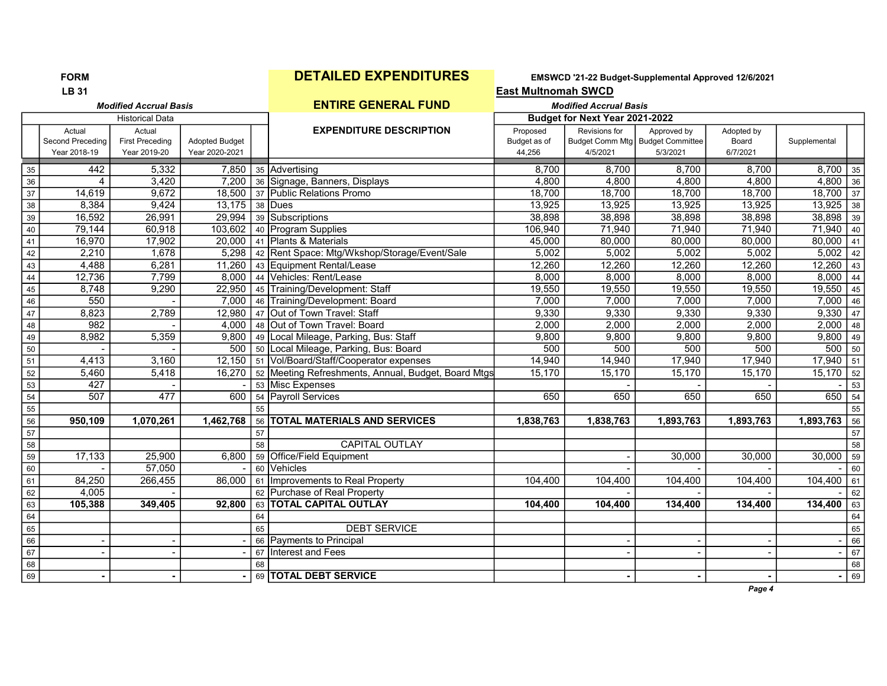**FORM LB 31**

# DETAILED EXPENDITURES

## ENTIRE GENERAL FUND

**EMSWCD '21-22 Budget-Supplemental Approved 12/6/2021**

**East Multnomah SWCD**

*Modified Accrual Basis*

| | Historical Data | | | | EXPENDITURE DESCRIPTION | Budget for Next Year 2021-2022 | | | | | |
|---|---|---|---|---|---|---|---|---|---|---|---|
| | Actual Second Preceding Year 2018-19 | Actual First Preceding Year 2019-20 | Adopted Budget Year 2020-2021 | | | Proposed Budget as of 44,256 | Revisions for Budget Comm Mtg 4/5/2021 | Approved by Budget Committee 5/3/2021 | Adopted by Board 6/7/2021 | Supplemental | |
| 35 | 442 | 5,332 | 7,850 | 35 | Advertising | 8,700 | 8,700 | 8,700 | 8,700 | 8,700 | 35 |
| 36 | 4 | 3,420 | 7,200 | 36 | Signage, Banners, Displays | 4,800 | 4,800 | 4,800 | 4,800 | 4,800 | 36 |
| 37 | 14,619 | 9,672 | 18,500 | 37 | Public Relations Promo | 18,700 | 18,700 | 18,700 | 18,700 | 18,700 | 37 |
| 38 | 8,384 | 9,424 | 13,175 | 38 | Dues | 13,925 | 13,925 | 13,925 | 13,925 | 13,925 | 38 |
| 39 | 16,592 | 26,991 | 29,994 | 39 | Subscriptions | 38,898 | 38,898 | 38,898 | 38,898 | 38,898 | 39 |
| 40 | 79,144 | 60,918 | 103,602 | 40 | Program Supplies | 106,940 | 71,940 | 71,940 | 71,940 | 71,940 | 40 |
| 41 | 16,970 | 17,902 | 20,000 | 41 | Plants & Materials | 45,000 | 80,000 | 80,000 | 80,000 | 80,000 | 41 |
| 42 | 2,210 | 1,678 | 5,298 | 42 | Rent Space: Mtg/Wkshop/Storage/Event/Sale | 5,002 | 5,002 | 5,002 | 5,002 | 5,002 | 42 |
| 43 | 4,488 | 6,281 | 11,260 | 43 | Equipment Rental/Lease | 12,260 | 12,260 | 12,260 | 12,260 | 12,260 | 43 |
| 44 | 12,736 | 7,799 | 8,000 | 44 | Vehicles: Rent/Lease | 8,000 | 8,000 | 8,000 | 8,000 | 8,000 | 44 |
| 45 | 8,748 | 9,290 | 22,950 | 45 | Training/Development: Staff | 19,550 | 19,550 | 19,550 | 19,550 | 19,550 | 45 |
| 46 | 550 | - | 7,000 | 46 | Training/Development: Board | 7,000 | 7,000 | 7,000 | 7,000 | 7,000 | 46 |
| 47 | 8,823 | 2,789 | 12,980 | 47 | Out of Town Travel: Staff | 9,330 | 9,330 | 9,330 | 9,330 | 9,330 | 47 |
| 48 | 982 | - | 4,000 | 48 | Out of Town Travel: Board | 2,000 | 2,000 | 2,000 | 2,000 | 2,000 | 48 |
| 49 | 8,982 | 5,359 | 9,800 | 49 | Local Mileage, Parking, Bus: Staff | 9,800 | 9,800 | 9,800 | 9,800 | 9,800 | 49 |
| 50 | - | - | 500 | 50 | Local Mileage, Parking, Bus: Board | 500 | 500 | 500 | 500 | 500 | 50 |
| 51 | 4,413 | 3,160 | 12,150 | 51 | Vol/Board/Staff/Cooperator expenses | 14,940 | 14,940 | 17,940 | 17,940 | 17,940 | 51 |
| 52 | 5,460 | 5,418 | 16,270 | 52 | Meeting Refreshments, Annual, Budget, Board Mtgs | 15,170 | 15,170 | 15,170 | 15,170 | 15,170 | 52 |
| 53 | 427 | - | - | 53 | Misc Expenses | | - | - | - | - | 53 |
| 54 | 507 | 477 | 600 | 54 | Payroll Services | 650 | 650 | 650 | 650 | 650 | 54 |
| 55 | | | | 55 | | | | | | | 55 |
| 56 | **950,109** | **1,070,261** | **1,462,768** | 56 | **TOTAL MATERIALS AND SERVICES** | **1,838,763** | **1,838,763** | **1,893,763** | **1,893,763** | **1,893,763** | 56 |
| 57 | | | | 57 | | | | | | | 57 |
| 58 | | | | 58 | CAPITAL OUTLAY | | | | | | 58 |
| 59 | 17,133 | 25,900 | 6,800 | 59 | Office/Field Equipment | | - | 30,000 | 30,000 | 30,000 | 59 |
| 60 | - | 57,050 | - | 60 | Vehicles | | - | - | - | - | 60 |
| 61 | 84,250 | 266,455 | 86,000 | 61 | Improvements to Real Property | 104,400 | 104,400 | 104,400 | 104,400 | 104,400 | 61 |
| 62 | 4,005 | - | | 62 | Purchase of Real Property | | - | - | - | - | 62 |
| 63 | **105,388** | **349,405** | **92,800** | 63 | **TOTAL CAPITAL OUTLAY** | **104,400** | **104,400** | **134,400** | **134,400** | **134,400** | 63 |
| 64 | | | | 64 | | | | | | | 64 |
| 65 | | | | 65 | DEBT SERVICE | | | | | | 65 |
| 66 | - | - | - | 66 | Payments to Principal | | - | - | - | - | 66 |
| 67 | - | - | - | 67 | Interest and Fees | | - | - | - | - | 67 |
| 68 | | | | 68 | | | | | | | 68 |
| 69 | **-** | **-** | **-** | 69 | **TOTAL DEBT SERVICE** | | **-** | **-** | **-** | **-** | 69 |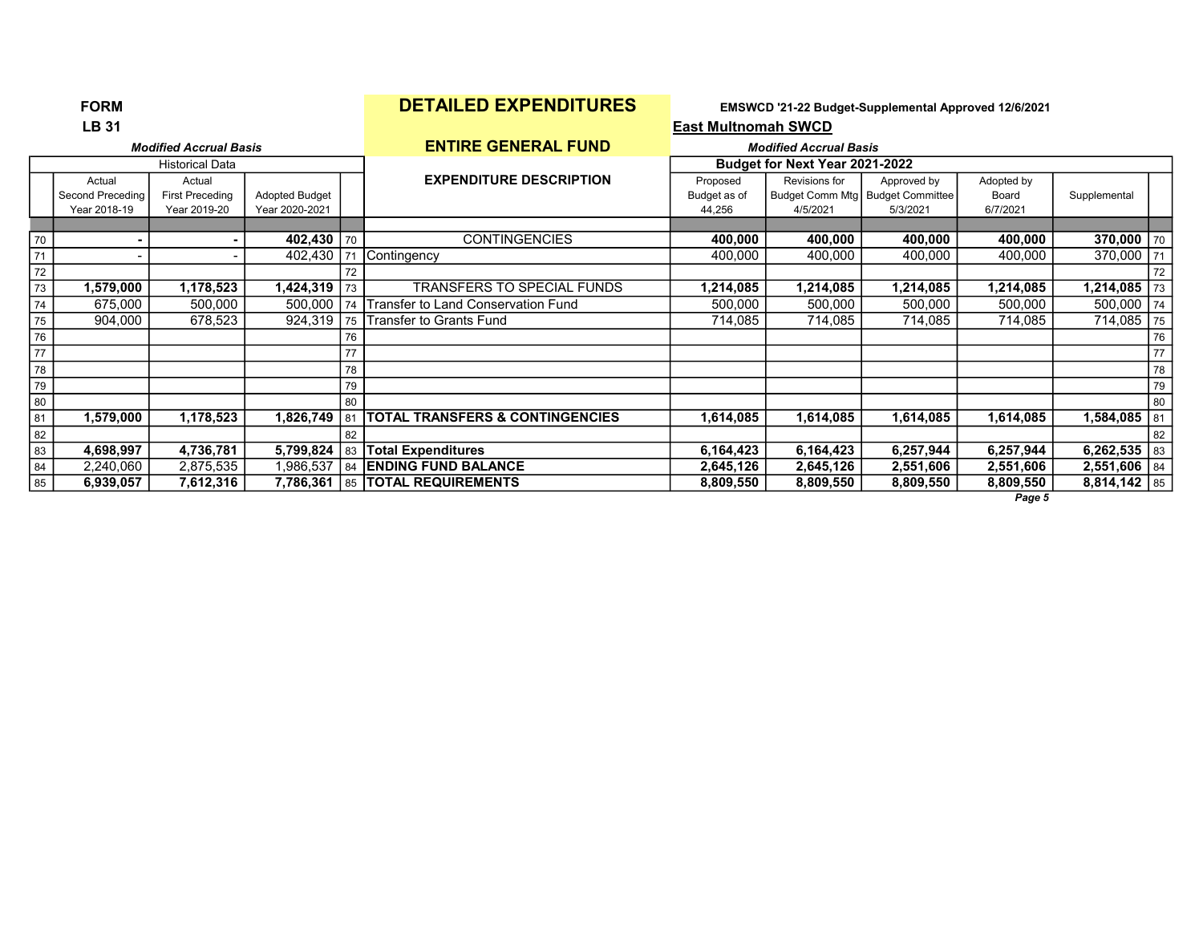**FORM LB 31**

# DETAILED EXPENDITURES

## ENTIRE GENERAL FUND

**EMSWCD '21-22 Budget-Supplemental Approved 12/6/2021**

**East Multnomah SWCD**

| | Historical Data *Modified Accrual Basis* | | | | | Budget for Next Year 2021-2022 *Modified Accrual Basis* | | | | | |
|---|---|---|---|---|---|---|---|---|---|---|---|
| | Actual Second Preceding Year 2018-19 | Actual First Preceding Year 2019-20 | Adopted Budget Year 2020-2021 | | EXPENDITURE DESCRIPTION | Proposed Budget as of 44,256 | Revisions for Budget Comm Mtg 4/5/2021 | Approved by Budget Committee 5/3/2021 | Adopted by Board 6/7/2021 | Supplemental | |
| 70 | **-** | **-** | **402,430** | 70 | CONTINGENCIES | **400,000** | **400,000** | **400,000** | **400,000** | **370,000** | 70 |
| 71 | - | - | 402,430 | 71 | Contingency | 400,000 | 400,000 | 400,000 | 400,000 | 370,000 | 71 |
| 72 | | | | 72 | | | | | | | 72 |
| 73 | **1,579,000** | **1,178,523** | **1,424,319** | 73 | TRANSFERS TO SPECIAL FUNDS | **1,214,085** | **1,214,085** | **1,214,085** | **1,214,085** | **1,214,085** | 73 |
| 74 | 675,000 | 500,000 | 500,000 | 74 | Transfer to Land Conservation Fund | 500,000 | 500,000 | 500,000 | 500,000 | 500,000 | 74 |
| 75 | 904,000 | 678,523 | 924,319 | 75 | Transfer to Grants Fund | 714,085 | 714,085 | 714,085 | 714,085 | 714,085 | 75 |
| 76 | | | | 76 | | | | | | | 76 |
| 77 | | | | 77 | | | | | | | 77 |
| 78 | | | | 78 | | | | | | | 78 |
| 79 | | | | 79 | | | | | | | 79 |
| 80 | | | | 80 | | | | | | | 80 |
| 81 | **1,579,000** | **1,178,523** | **1,826,749** | 81 | **TOTAL TRANSFERS & CONTINGENCIES** | **1,614,085** | **1,614,085** | **1,614,085** | **1,614,085** | **1,584,085** | 81 |
| 82 | | | | 82 | | | | | | | 82 |
| 83 | **4,698,997** | **4,736,781** | **5,799,824** | 83 | **Total Expenditures** | **6,164,423** | **6,164,423** | **6,257,944** | **6,257,944** | **6,262,535** | 83 |
| 84 | 2,240,060 | 2,875,535 | 1,986,537 | 84 | **ENDING FUND BALANCE** | **2,645,126** | **2,645,126** | **2,551,606** | **2,551,606** | **2,551,606** | 84 |
| 85 | **6,939,057** | **7,612,316** | **7,786,361** | 85 | **TOTAL REQUIREMENTS** | **8,809,550** | **8,809,550** | **8,809,550** | **8,809,550** | **8,814,142** | 85 |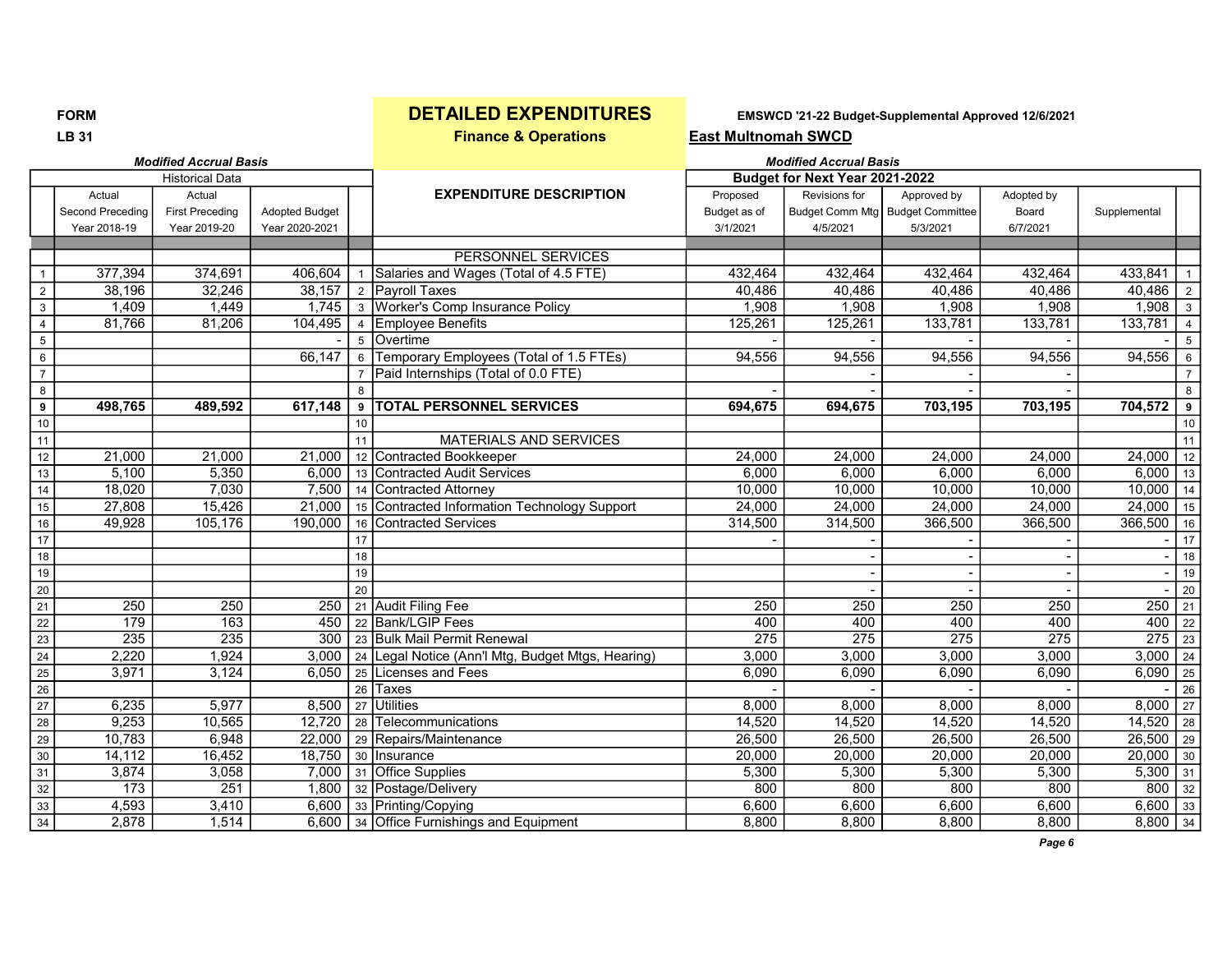FORM

LB 31

# DETAILED EXPENDITURES

**Finance & Operations**

**EMSWCD '21-22 Budget-Supplemental Approved 12/6/2021**

**East Multnomah SWCD**

*Modified Accrual Basis* — *Modified Accrual Basis*

| | Historical Data | | | | | Budget for Next Year 2021-2022 | | | | | |
|---|---|---|---|---|---|---|---|---|---|---|---|
| | Actual Second Preceding Year 2018-19 | Actual First Preceding Year 2019-20 | Adopted Budget Year 2020-2021 | | **EXPENDITURE DESCRIPTION** | Proposed Budget as of 3/1/2021 | Revisions for Budget Comm Mtg 4/5/2021 | Approved by Budget Committee 5/3/2021 | Adopted by Board 6/7/2021 | Supplemental | |
| | | | | | PERSONNEL SERVICES | | | | | | |
| 1 | 377,394 | 374,691 | 406,604 | 1 | Salaries and Wages (Total of 4.5 FTE) | 432,464 | 432,464 | 432,464 | 432,464 | 433,841 | 1 |
| 2 | 38,196 | 32,246 | 38,157 | 2 | Payroll Taxes | 40,486 | 40,486 | 40,486 | 40,486 | 40,486 | 2 |
| 3 | 1,409 | 1,449 | 1,745 | 3 | Worker's Comp Insurance Policy | 1,908 | 1,908 | 1,908 | 1,908 | 1,908 | 3 |
| 4 | 81,766 | 81,206 | 104,495 | 4 | Employee Benefits | 125,261 | 125,261 | 133,781 | 133,781 | 133,781 | 4 |
| 5 | | | - | 5 | Overtime | - | - | - | - | - | 5 |
| 6 | | | 66,147 | 6 | Temporary Employees (Total of 1.5 FTEs) | 94,556 | 94,556 | 94,556 | 94,556 | 94,556 | 6 |
| 7 | | | | 7 | Paid Internships (Total of 0.0 FTE) | | - | - | - | | 7 |
| 8 | | | | 8 | | - | - | - | - | | 8 |
| **9** | **498,765** | **489,592** | **617,148** | **9** | **TOTAL PERSONNEL SERVICES** | **694,675** | **694,675** | **703,195** | **703,195** | **704,572** | **9** |
| 10 | | | | 10 | | | | | | | 10 |
| 11 | | | | 11 | MATERIALS AND SERVICES | | | | | | 11 |
| 12 | 21,000 | 21,000 | 21,000 | 12 | Contracted Bookkeeper | 24,000 | 24,000 | 24,000 | 24,000 | 24,000 | 12 |
| 13 | 5,100 | 5,350 | 6,000 | 13 | Contracted Audit Services | 6,000 | 6,000 | 6,000 | 6,000 | 6,000 | 13 |
| 14 | 18,020 | 7,030 | 7,500 | 14 | Contracted Attorney | 10,000 | 10,000 | 10,000 | 10,000 | 10,000 | 14 |
| 15 | 27,808 | 15,426 | 21,000 | 15 | Contracted Information Technology Support | 24,000 | 24,000 | 24,000 | 24,000 | 24,000 | 15 |
| 16 | 49,928 | 105,176 | 190,000 | 16 | Contracted Services | 314,500 | 314,500 | 366,500 | 366,500 | 366,500 | 16 |
| 17 | | | | 17 | | - | - | - | - | - | 17 |
| 18 | | | | 18 | | | - | - | - | - | 18 |
| 19 | | | | 19 | | | - | - | - | - | 19 |
| 20 | | | | 20 | | | - | - | - | - | 20 |
| 21 | 250 | 250 | 250 | 21 | Audit Filing Fee | 250 | 250 | 250 | 250 | 250 | 21 |
| 22 | 179 | 163 | 450 | 22 | Bank/LGIP Fees | 400 | 400 | 400 | 400 | 400 | 22 |
| 23 | 235 | 235 | 300 | 23 | Bulk Mail Permit Renewal | 275 | 275 | 275 | 275 | 275 | 23 |
| 24 | 2,220 | 1,924 | 3,000 | 24 | Legal Notice (Ann'l Mtg, Budget Mtgs, Hearing) | 3,000 | 3,000 | 3,000 | 3,000 | 3,000 | 24 |
| 25 | 3,971 | 3,124 | 6,050 | 25 | Licenses and Fees | 6,090 | 6,090 | 6,090 | 6,090 | 6,090 | 25 |
| 26 | | | | 26 | Taxes | - | - | - | - | - | 26 |
| 27 | 6,235 | 5,977 | 8,500 | 27 | Utilities | 8,000 | 8,000 | 8,000 | 8,000 | 8,000 | 27 |
| 28 | 9,253 | 10,565 | 12,720 | 28 | Telecommunications | 14,520 | 14,520 | 14,520 | 14,520 | 14,520 | 28 |
| 29 | 10,783 | 6,948 | 22,000 | 29 | Repairs/Maintenance | 26,500 | 26,500 | 26,500 | 26,500 | 26,500 | 29 |
| 30 | 14,112 | 16,452 | 18,750 | 30 | Insurance | 20,000 | 20,000 | 20,000 | 20,000 | 20,000 | 30 |
| 31 | 3,874 | 3,058 | 7,000 | 31 | Office Supplies | 5,300 | 5,300 | 5,300 | 5,300 | 5,300 | 31 |
| 32 | 173 | 251 | 1,800 | 32 | Postage/Delivery | 800 | 800 | 800 | 800 | 800 | 32 |
| 33 | 4,593 | 3,410 | 6,600 | 33 | Printing/Copying | 6,600 | 6,600 | 6,600 | 6,600 | 6,600 | 33 |
| 34 | 2,878 | 1,514 | 6,600 | 34 | Office Furnishings and Equipment | 8,800 | 8,800 | 8,800 | 8,800 | 8,800 | 34 |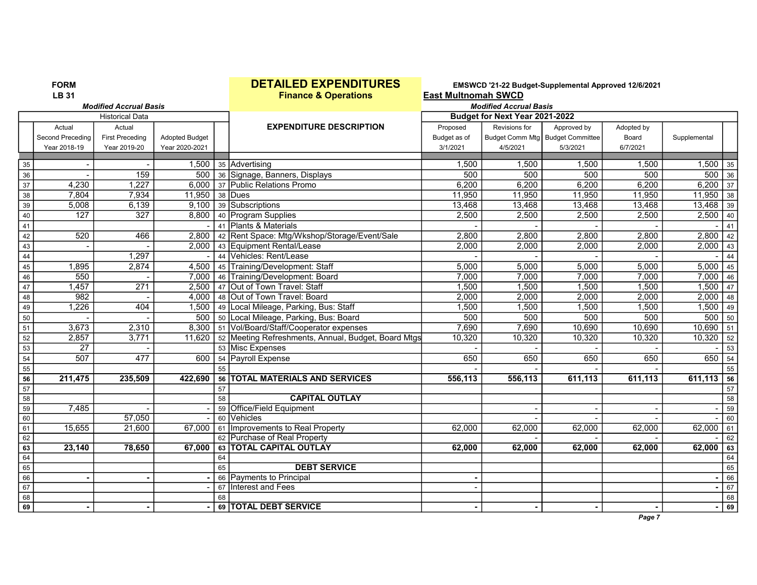**FORM LB 31**

# DETAILED EXPENDITURES

## Finance & Operations

**EMSWCD '21-22 Budget-Supplemental Approved 12/6/2021**

**East Multnomah SWCD**

*Modified Accrual Basis*

| | Historical Data | | | | | Budget for Next Year 2021-2022 | | | | | |
|---|---|---|---|---|---|---|---|---|---|---|---|
| | Actual Second Preceding Year 2018-19 | Actual First Preceding Year 2019-20 | Adopted Budget Year 2020-2021 | | EXPENDITURE DESCRIPTION | Proposed Budget as of 3/1/2021 | Revisions for Budget Comm Mtg 4/5/2021 | Approved by Budget Committee 5/3/2021 | Adopted by Board 6/7/2021 | Supplemental | |
| 35 | - | - | 1,500 | 35 | Advertising | 1,500 | 1,500 | 1,500 | 1,500 | 1,500 | 35 |
| 36 | - | 159 | 500 | 36 | Signage, Banners, Displays | 500 | 500 | 500 | 500 | 500 | 36 |
| 37 | 4,230 | 1,227 | 6,000 | 37 | Public Relations Promo | 6,200 | 6,200 | 6,200 | 6,200 | 6,200 | 37 |
| 38 | 7,804 | 7,934 | 11,950 | 38 | Dues | 11,950 | 11,950 | 11,950 | 11,950 | 11,950 | 38 |
| 39 | 5,008 | 6,139 | 9,100 | 39 | Subscriptions | 13,468 | 13,468 | 13,468 | 13,468 | 13,468 | 39 |
| 40 | 127 | 327 | 8,800 | 40 | Program Supplies | 2,500 | 2,500 | 2,500 | 2,500 | 2,500 | 40 |
| 41 | | | - | 41 | Plants & Materials | - | - | - | - | - | 41 |
| 42 | 520 | 466 | 2,800 | 42 | Rent Space: Mtg/Wkshop/Storage/Event/Sale | 2,800 | 2,800 | 2,800 | 2,800 | 2,800 | 42 |
| 43 | - | - | 2,000 | 43 | Equipment Rental/Lease | 2,000 | 2,000 | 2,000 | 2,000 | 2,000 | 43 |
| 44 | | 1,297 | - | 44 | Vehicles: Rent/Lease | - | - | - | - | - | 44 |
| 45 | 1,895 | 2,874 | 4,500 | 45 | Training/Development: Staff | 5,000 | 5,000 | 5,000 | 5,000 | 5,000 | 45 |
| 46 | 550 | - | 7,000 | 46 | Training/Development: Board | 7,000 | 7,000 | 7,000 | 7,000 | 7,000 | 46 |
| 47 | 1,457 | 271 | 2,500 | 47 | Out of Town Travel: Staff | 1,500 | 1,500 | 1,500 | 1,500 | 1,500 | 47 |
| 48 | 982 | - | 4,000 | 48 | Out of Town Travel: Board | 2,000 | 2,000 | 2,000 | 2,000 | 2,000 | 48 |
| 49 | 1,226 | 404 | 1,500 | 49 | Local Mileage, Parking, Bus: Staff | 1,500 | 1,500 | 1,500 | 1,500 | 1,500 | 49 |
| 50 | - | - | 500 | 50 | Local Mileage, Parking, Bus: Board | 500 | 500 | 500 | 500 | 500 | 50 |
| 51 | 3,673 | 2,310 | 8,300 | 51 | Vol/Board/Staff/Cooperator expenses | 7,690 | 7,690 | 10,690 | 10,690 | 10,690 | 51 |
| 52 | 2,857 | 3,771 | 11,620 | 52 | Meeting Refreshments, Annual, Budget, Board Mtgs | 10,320 | 10,320 | 10,320 | 10,320 | 10,320 | 52 |
| 53 | 27 | - | | 53 | Misc Expenses | - | - | - | - | - | 53 |
| 54 | 507 | 477 | 600 | 54 | Payroll Expense | 650 | 650 | 650 | 650 | 650 | 54 |
| 55 | | | | 55 | | - | - | - | - | - | 55 |
| **56** | **211,475** | **235,509** | **422,690** | **56** | **TOTAL MATERIALS AND SERVICES** | **556,113** | **556,113** | **611,113** | **611,113** | **611,113** | **56** |
| 57 | | | | 57 | | | | | | | 57 |
| 58 | | | | 58 | **CAPITAL OUTLAY** | | | | | | 58 |
| 59 | 7,485 | - | - | 59 | Office/Field Equipment | | - | - | - | - | 59 |
| 60 | | 57,050 | - | 60 | Vehicles | | - | - | - | - | 60 |
| 61 | 15,655 | 21,600 | 67,000 | 61 | Improvements to Real Property | 62,000 | 62,000 | 62,000 | 62,000 | 62,000 | 61 |
| 62 | | | | 62 | Purchase of Real Property | | - | - | - | - | 62 |
| **63** | **23,140** | **78,650** | **67,000** | **63** | **TOTAL CAPITAL OUTLAY** | **62,000** | **62,000** | **62,000** | **62,000** | **62,000** | **63** |
| 64 | | | | 64 | | | | | | | 64 |
| 65 | | | | 65 | **DEBT SERVICE** | | | | | | 65 |
| 66 | - | - | - | 66 | Payments to Principal | - | | | | - | 66 |
| 67 | | | - | 67 | Interest and Fees | - | | | | - | 67 |
| 68 | | | | 68 | | | | | | | 68 |
| **69** | **-** | **-** | **-** | **69** | **TOTAL DEBT SERVICE** | **-** | **-** | **-** | **-** | **-** | **69** |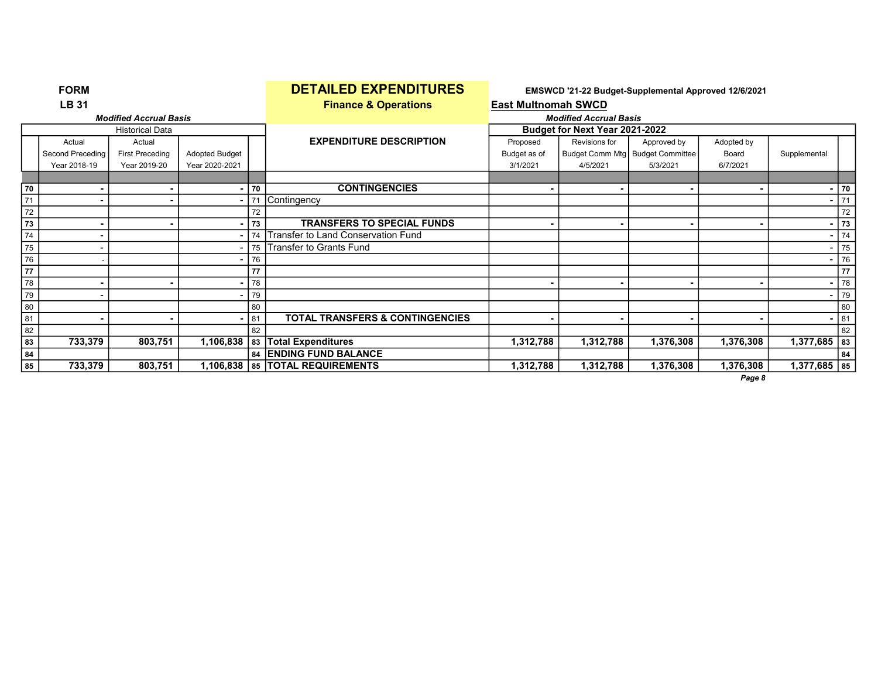**FORM**

**LB 31**

***Modified Accrual Basis***

# DETAILED EXPENDITURES

**Finance & Operations**

**EMSWCD '21-22 Budget-Supplemental Approved 12/6/2021**

**East Multnomah SWCD**

***Modified Accrual Basis***

| | Historical Data | | | | | Budget for Next Year 2021-2022 | | | | | |
|---|---|---|---|---|---|---|---|---|---|---|---|
| | Actual Second Preceding Year 2018-19 | Actual First Preceding Year 2019-20 | Adopted Budget Year 2020-2021 | | EXPENDITURE DESCRIPTION | Proposed Budget as of 3/1/2021 | Revisions for Budget Comm Mtg 4/5/2021 | Approved by Budget Committee 5/3/2021 | Adopted by Board 6/7/2021 | Supplemental | |
| 70 | - | - | - | 70 | **CONTINGENCIES** | - | - | - | - | - | 70 |
| 71 | - | - | - | 71 | Contingency | | | | | - | 71 |
| 72 | | | | 72 | | | | | | | 72 |
| 73 | - | - | - | 73 | **TRANSFERS TO SPECIAL FUNDS** | - | - | - | - | - | 73 |
| 74 | - | | - | 74 | Transfer to Land Conservation Fund | | | | | - | 74 |
| 75 | - | | - | 75 | Transfer to Grants Fund | | | | | - | 75 |
| 76 | - | | - | 76 | | | | | | - | 76 |
| 77 | | | | 77 | | | | | | | 77 |
| 78 | - | - | - | 78 | | - | - | - | - | - | 78 |
| 79 | - | | - | 79 | | | | | | - | 79 |
| 80 | | | | 80 | | | | | | | 80 |
| 81 | - | - | - | 81 | **TOTAL TRANSFERS & CONTINGENCIES** | - | - | - | - | - | 81 |
| 82 | | | | 82 | | | | | | | 82 |
| 83 | **733,379** | **803,751** | **1,106,838** | 83 | **Total Expenditures** | **1,312,788** | **1,312,788** | **1,376,308** | **1,376,308** | **1,377,685** | 83 |
| 84 | | | | 84 | **ENDING FUND BALANCE** | | | | | | 84 |
| 85 | **733,379** | **803,751** | **1,106,838** | 85 | **TOTAL REQUIREMENTS** | **1,312,788** | **1,312,788** | **1,376,308** | **1,376,308** | **1,377,685** | 85 |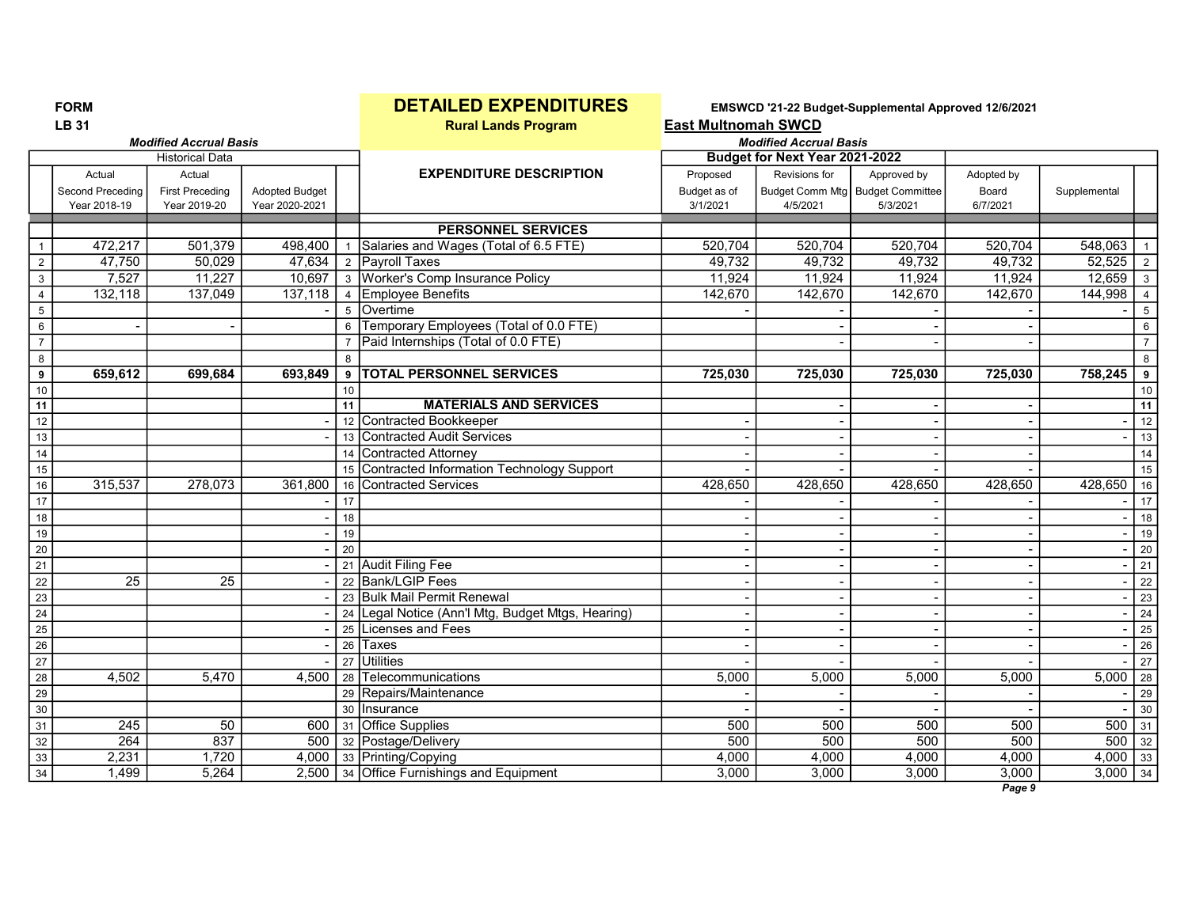**FORM**
**LB 31**

# DETAILED EXPENDITURES

**Rural Lands Program**

**EMSWCD '21-22 Budget-Supplemental Approved 12/6/2021**

**East Multnomah SWCD**

| | Historical Data (*Modified Accrual Basis*) | | | | | Budget for Next Year 2021-2022 (*Modified Accrual Basis*) | | | | | |
|---|---|---|---|---|---|---|---|---|---|---|---|
| | Actual Second Preceding Year 2018-19 | Actual First Preceding Year 2019-20 | Adopted Budget Year 2020-2021 | | **EXPENDITURE DESCRIPTION** | Proposed Budget as of 3/1/2021 | Revisions for Budget Comm Mtg 4/5/2021 | Approved by Budget Committee 5/3/2021 | Adopted by Board 6/7/2021 | Supplemental | |
| | | | | | **PERSONNEL SERVICES** | | | | | | |
| 1 | 472,217 | 501,379 | 498,400 | 1 | Salaries and Wages (Total of 6.5 FTE) | 520,704 | 520,704 | 520,704 | 520,704 | 548,063 | 1 |
| 2 | 47,750 | 50,029 | 47,634 | 2 | Payroll Taxes | 49,732 | 49,732 | 49,732 | 49,732 | 52,525 | 2 |
| 3 | 7,527 | 11,227 | 10,697 | 3 | Worker's Comp Insurance Policy | 11,924 | 11,924 | 11,924 | 11,924 | 12,659 | 3 |
| 4 | 132,118 | 137,049 | 137,118 | 4 | Employee Benefits | 142,670 | 142,670 | 142,670 | 142,670 | 144,998 | 4 |
| 5 | | | - | 5 | Overtime | - | - | - | - | - | 5 |
| 6 | - | - | | 6 | Temporary Employees (Total of 0.0 FTE) | | - | - | - | | 6 |
| 7 | | | | 7 | Paid Internships (Total of 0.0 FTE) | | - | - | - | | 7 |
| 8 | | | | 8 | | | | | | | 8 |
| **9** | **659,612** | **699,684** | **693,849** | **9** | **TOTAL PERSONNEL SERVICES** | **725,030** | **725,030** | **725,030** | **725,030** | **758,245** | **9** |
| 10 | | | | 10 | | | | | | | 10 |
| **11** | | | | **11** | **MATERIALS AND SERVICES** | | - | - | - | | **11** |
| 12 | | | - | 12 | Contracted Bookkeeper | - | - | - | - | - | 12 |
| 13 | | | - | 13 | Contracted Audit Services | - | - | - | - | - | 13 |
| 14 | | | | 14 | Contracted Attorney | - | - | - | - | | 14 |
| 15 | | | | 15 | Contracted Information Technology Support | - | - | - | - | | 15 |
| 16 | 315,537 | 278,073 | 361,800 | 16 | Contracted Services | 428,650 | 428,650 | 428,650 | 428,650 | 428,650 | 16 |
| 17 | | | - | 17 | | - | - | - | - | - | 17 |
| 18 | | | - | 18 | | - | - | - | - | - | 18 |
| 19 | | | - | 19 | | - | - | - | - | - | 19 |
| 20 | | | - | 20 | | - | - | - | - | - | 20 |
| 21 | | | - | 21 | Audit Filing Fee | - | - | - | - | - | 21 |
| 22 | 25 | 25 | - | 22 | Bank/LGIP Fees | - | - | - | - | - | 22 |
| 23 | | | - | 23 | Bulk Mail Permit Renewal | - | - | - | - | - | 23 |
| 24 | | | - | 24 | Legal Notice (Ann'l Mtg, Budget Mtgs, Hearing) | - | - | - | - | - | 24 |
| 25 | | | - | 25 | Licenses and Fees | - | - | - | - | - | 25 |
| 26 | | | - | 26 | Taxes | - | - | - | - | - | 26 |
| 27 | | | - | 27 | Utilities | - | - | - | - | - | 27 |
| 28 | 4,502 | 5,470 | 4,500 | 28 | Telecommunications | 5,000 | 5,000 | 5,000 | 5,000 | 5,000 | 28 |
| 29 | | | | 29 | Repairs/Maintenance | - | - | - | - | - | 29 |
| 30 | | | | 30 | Insurance | - | - | - | - | - | 30 |
| 31 | 245 | 50 | 600 | 31 | Office Supplies | 500 | 500 | 500 | 500 | 500 | 31 |
| 32 | 264 | 837 | 500 | 32 | Postage/Delivery | 500 | 500 | 500 | 500 | 500 | 32 |
| 33 | 2,231 | 1,720 | 4,000 | 33 | Printing/Copying | 4,000 | 4,000 | 4,000 | 4,000 | 4,000 | 33 |
| 34 | 1,499 | 5,264 | 2,500 | 34 | Office Furnishings and Equipment | 3,000 | 3,000 | 3,000 | 3,000 | 3,000 | 34 |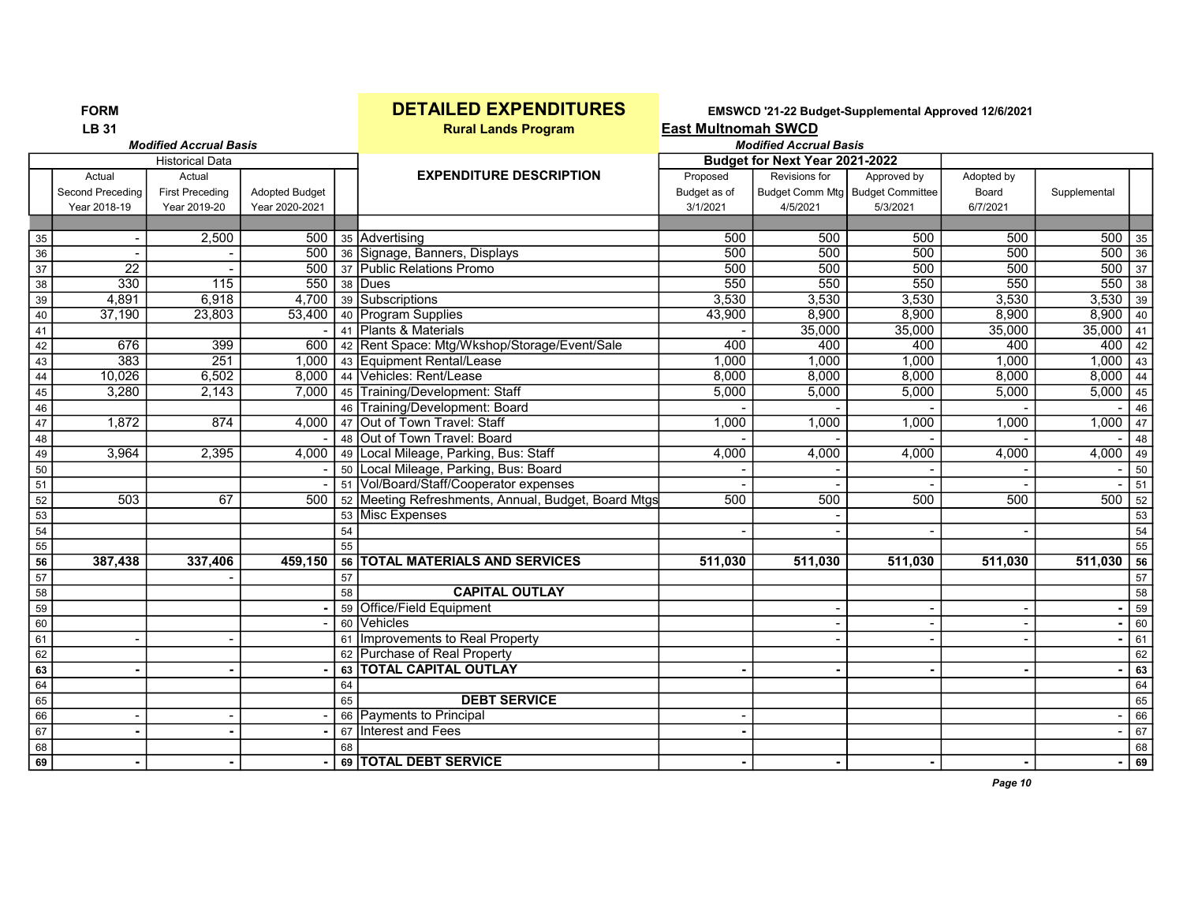**FORM**
**LB 31**

# DETAILED EXPENDITURES

**Rural Lands Program**

**EMSWCD '21-22 Budget-Supplemental Approved 12/6/2021**

**East Multnomah SWCD**

*Modified Accrual Basis*

| | Historical Data | | | | EXPENDITURE DESCRIPTION | Budget for Next Year 2021-2022 | | | | | |
|---|---|---|---|---|---|---|---|---|---|---|---|
| | Actual Second Preceding Year 2018-19 | Actual First Preceding Year 2019-20 | Adopted Budget Year 2020-2021 | | | Proposed Budget as of 3/1/2021 | Revisions for Budget Comm Mtg 4/5/2021 | Approved by Budget Committee 5/3/2021 | Adopted by Board 6/7/2021 | Supplemental | |
| 35 | - | 2,500 | 500 | 35 | Advertising | 500 | 500 | 500 | 500 | 500 | 35 |
| 36 | - | - | 500 | 36 | Signage, Banners, Displays | 500 | 500 | 500 | 500 | 500 | 36 |
| 37 | 22 | - | 500 | 37 | Public Relations Promo | 500 | 500 | 500 | 500 | 500 | 37 |
| 38 | 330 | 115 | 550 | 38 | Dues | 550 | 550 | 550 | 550 | 550 | 38 |
| 39 | 4,891 | 6,918 | 4,700 | 39 | Subscriptions | 3,530 | 3,530 | 3,530 | 3,530 | 3,530 | 39 |
| 40 | 37,190 | 23,803 | 53,400 | 40 | Program Supplies | 43,900 | 8,900 | 8,900 | 8,900 | 8,900 | 40 |
| 41 | | | - | 41 | Plants & Materials | - | 35,000 | 35,000 | 35,000 | 35,000 | 41 |
| 42 | 676 | 399 | 600 | 42 | Rent Space: Mtg/Wkshop/Storage/Event/Sale | 400 | 400 | 400 | 400 | 400 | 42 |
| 43 | 383 | 251 | 1,000 | 43 | Equipment Rental/Lease | 1,000 | 1,000 | 1,000 | 1,000 | 1,000 | 43 |
| 44 | 10,026 | 6,502 | 8,000 | 44 | Vehicles: Rent/Lease | 8,000 | 8,000 | 8,000 | 8,000 | 8,000 | 44 |
| 45 | 3,280 | 2,143 | 7,000 | 45 | Training/Development: Staff | 5,000 | 5,000 | 5,000 | 5,000 | 5,000 | 45 |
| 46 | | | | 46 | Training/Development: Board | - | - | - | - | - | 46 |
| 47 | 1,872 | 874 | 4,000 | 47 | Out of Town Travel: Staff | 1,000 | 1,000 | 1,000 | 1,000 | 1,000 | 47 |
| 48 | | | - | 48 | Out of Town Travel: Board | - | - | - | - | - | 48 |
| 49 | 3,964 | 2,395 | 4,000 | 49 | Local Mileage, Parking, Bus: Staff | 4,000 | 4,000 | 4,000 | 4,000 | 4,000 | 49 |
| 50 | | | - | 50 | Local Mileage, Parking, Bus: Board | - | - | - | - | - | 50 |
| 51 | | | - | 51 | Vol/Board/Staff/Cooperator expenses | - | - | - | - | - | 51 |
| 52 | 503 | 67 | 500 | 52 | Meeting Refreshments, Annual, Budget, Board Mtgs | 500 | 500 | 500 | 500 | 500 | 52 |
| 53 | | | | 53 | Misc Expenses | | - | | | | 53 |
| 54 | | | | 54 | | - | - | - | - | | 54 |
| 55 | | | | 55 | | | | | | | 55 |
| **56** | **387,438** | **337,406** | **459,150** | **56** | **TOTAL MATERIALS AND SERVICES** | **511,030** | **511,030** | **511,030** | **511,030** | **511,030** | **56** |
| 57 | | - | | 57 | | | | | | | 57 |
| 58 | | | | 58 | **CAPITAL OUTLAY** | | | | | | 58 |
| 59 | | | - | 59 | Office/Field Equipment | | - | - | - | - | 59 |
| 60 | | | - | 60 | Vehicles | | - | - | - | - | 60 |
| 61 | - | - | | 61 | Improvements to Real Property | | - | - | - | - | 61 |
| 62 | | | | 62 | Purchase of Real Property | | | | | | 62 |
| **63** | **-** | **-** | **-** | **63** | **TOTAL CAPITAL OUTLAY** | **-** | **-** | **-** | **-** | **-** | **63** |
| 64 | | | | 64 | | | | | | | 64 |
| 65 | | | | 65 | **DEBT SERVICE** | | | | | | 65 |
| 66 | - | - | - | 66 | Payments to Principal | - | | | | - | 66 |
| 67 | - | - | - | 67 | Interest and Fees | - | | | | - | 67 |
| 68 | | | | 68 | | | | | | | 68 |
| **69** | **-** | **-** | **-** | **69** | **TOTAL DEBT SERVICE** | **-** | **-** | **-** | **-** | **-** | **69** |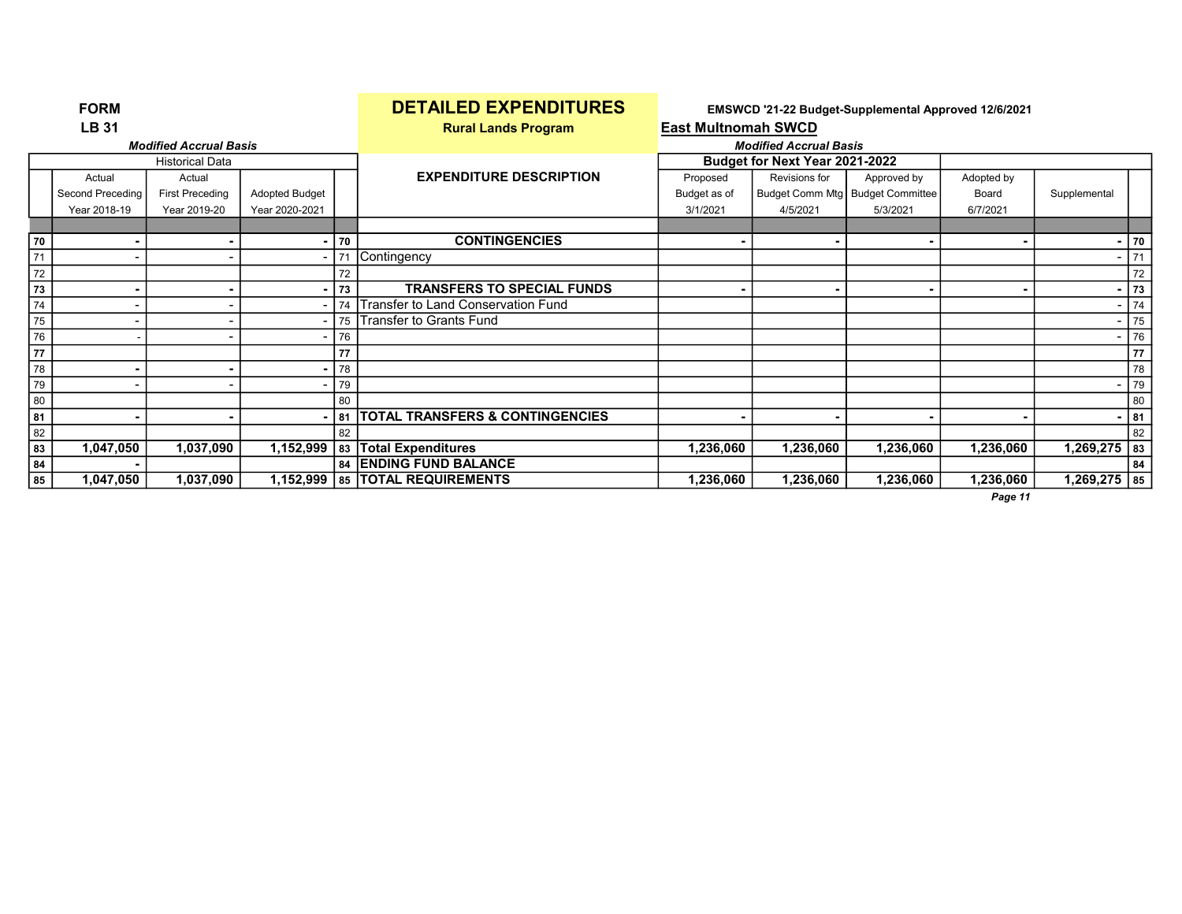**FORM LB 31**

# DETAILED EXPENDITURES

## Rural Lands Program

**EMSWCD '21-22 Budget-Supplemental Approved 12/6/2021**

**East Multnomah SWCD**

*Modified Accrual Basis*

| | Historical Data | | | | EXPENDITURE DESCRIPTION | Budget for Next Year 2021-2022 | | | | | |
|---|---|---|---|---|---|---|---|---|---|---|---|
| | Actual Second Preceding Year 2018-19 | Actual First Preceding Year 2019-20 | Adopted Budget Year 2020-2021 | | | Proposed Budget as of 3/1/2021 | Revisions for Budget Comm Mtg 4/5/2021 | Approved by Budget Committee 5/3/2021 | Adopted by Board 6/7/2021 | Supplemental | |
| **70** | **-** | **-** | **-** | **70** | **CONTINGENCIES** | **-** | **-** | **-** | **-** | **-** | **70** |
| 71 | - | - | - | 71 | Contingency | | | | | - | 71 |
| 72 | | | | 72 | | | | | | | 72 |
| **73** | **-** | **-** | **-** | **73** | **TRANSFERS TO SPECIAL FUNDS** | **-** | **-** | **-** | **-** | **-** | **73** |
| 74 | - | - | - | 74 | Transfer to Land Conservation Fund | | | | | - | 74 |
| 75 | - | - | - | 75 | Transfer to Grants Fund | | | | | - | 75 |
| 76 | - | - | - | 76 | | | | | | - | 76 |
| **77** | | | | **77** | | | | | | | **77** |
| 78 | **-** | **-** | **-** | 78 | | | | | | | 78 |
| 79 | - | - | - | 79 | | | | | | - | 79 |
| 80 | | | | 80 | | | | | | | 80 |
| **81** | **-** | **-** | **-** | **81** | **TOTAL TRANSFERS & CONTINGENCIES** | **-** | **-** | **-** | **-** | **-** | **81** |
| 82 | | | | 82 | | | | | | | 82 |
| **83** | **1,047,050** | **1,037,090** | **1,152,999** | **83** | **Total Expenditures** | **1,236,060** | **1,236,060** | **1,236,060** | **1,236,060** | **1,269,275** | **83** |
| **84** | **-** | | | **84** | **ENDING FUND BALANCE** | | | | | | **84** |
| **85** | **1,047,050** | **1,037,090** | **1,152,999** | **85** | **TOTAL REQUIREMENTS** | **1,236,060** | **1,236,060** | **1,236,060** | **1,236,060** | **1,269,275** | **85** |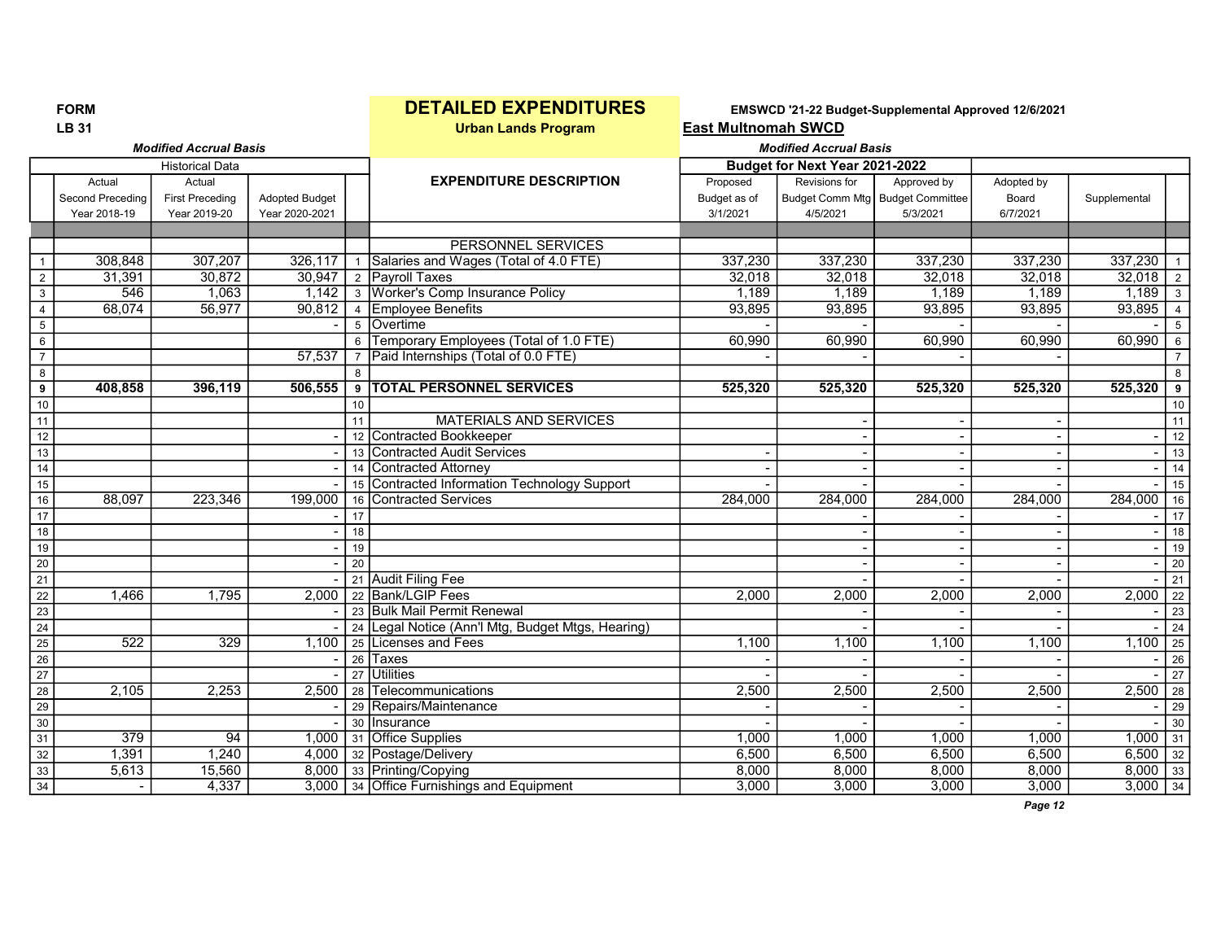FORM
LB 31

# DETAILED EXPENDITURES

**Urban Lands Program**

**EMSWCD '21-22 Budget-Supplemental Approved 12/6/2021**

**East Multnomah SWCD**

*Modified Accrual Basis*

| | Historical Data | | | | EXPENDITURE DESCRIPTION | Budget for Next Year 2021-2022 | | | | | |
|---|---|---|---|---|---|---|---|---|---|---|---|
| | Actual Second Preceding Year 2018-19 | Actual First Preceding Year 2019-20 | Adopted Budget Year 2020-2021 | | | Proposed Budget as of 3/1/2021 | Revisions for Budget Comm Mtg 4/5/2021 | Approved by Budget Committee 5/3/2021 | Adopted by Board 6/7/2021 | Supplemental | |
| | | | | | PERSONNEL SERVICES | | | | | | |
| 1 | 308,848 | 307,207 | 326,117 | 1 | Salaries and Wages (Total of 4.0 FTE) | 337,230 | 337,230 | 337,230 | 337,230 | 337,230 | 1 |
| 2 | 31,391 | 30,872 | 30,947 | 2 | Payroll Taxes | 32,018 | 32,018 | 32,018 | 32,018 | 32,018 | 2 |
| 3 | 546 | 1,063 | 1,142 | 3 | Worker's Comp Insurance Policy | 1,189 | 1,189 | 1,189 | 1,189 | 1,189 | 3 |
| 4 | 68,074 | 56,977 | 90,812 | 4 | Employee Benefits | 93,895 | 93,895 | 93,895 | 93,895 | 93,895 | 4 |
| 5 | | | - | 5 | Overtime | - | - | - | - | - | 5 |
| 6 | | | | 6 | Temporary Employees (Total of 1.0 FTE) | 60,990 | 60,990 | 60,990 | 60,990 | 60,990 | 6 |
| 7 | | | 57,537 | 7 | Paid Internships (Total of 0.0 FTE) | - | - | - | - | | 7 |
| 8 | | | | 8 | | | | | | | 8 |
| **9** | **408,858** | **396,119** | **506,555** | **9** | **TOTAL PERSONNEL SERVICES** | **525,320** | **525,320** | **525,320** | **525,320** | **525,320** | **9** |
| 10 | | | | 10 | | | | | | | 10 |
| 11 | | | | 11 | MATERIALS AND SERVICES | | - | - | - | | 11 |
| 12 | | | - | 12 | Contracted Bookkeeper | | - | - | - | - | 12 |
| 13 | | | - | 13 | Contracted Audit Services | - | - | - | - | - | 13 |
| 14 | | | - | 14 | Contracted Attorney | - | - | - | - | - | 14 |
| 15 | | | - | 15 | Contracted Information Technology Support | - | - | - | - | - | 15 |
| 16 | 88,097 | 223,346 | 199,000 | 16 | Contracted Services | 284,000 | 284,000 | 284,000 | 284,000 | 284,000 | 16 |
| 17 | | | - | 17 | | | - | - | - | - | 17 |
| 18 | | | - | 18 | | | - | - | - | - | 18 |
| 19 | | | - | 19 | | | - | - | - | - | 19 |
| 20 | | | - | 20 | | | - | - | - | - | 20 |
| 21 | | | - | 21 | Audit Filing Fee | | - | - | - | - | 21 |
| 22 | 1,466 | 1,795 | 2,000 | 22 | Bank/LGIP Fees | 2,000 | 2,000 | 2,000 | 2,000 | 2,000 | 22 |
| 23 | | | - | 23 | Bulk Mail Permit Renewal | | - | - | - | - | 23 |
| 24 | | | - | 24 | Legal Notice (Ann'l Mtg, Budget Mtgs, Hearing) | | - | - | - | - | 24 |
| 25 | 522 | 329 | 1,100 | 25 | Licenses and Fees | 1,100 | 1,100 | 1,100 | 1,100 | 1,100 | 25 |
| 26 | | | - | 26 | Taxes | - | - | - | - | - | 26 |
| 27 | | | - | 27 | Utilities | - | - | - | - | - | 27 |
| 28 | 2,105 | 2,253 | 2,500 | 28 | Telecommunications | 2,500 | 2,500 | 2,500 | 2,500 | 2,500 | 28 |
| 29 | | | - | 29 | Repairs/Maintenance | - | - | - | - | - | 29 |
| 30 | | | - | 30 | Insurance | - | - | - | - | - | 30 |
| 31 | 379 | 94 | 1,000 | 31 | Office Supplies | 1,000 | 1,000 | 1,000 | 1,000 | 1,000 | 31 |
| 32 | 1,391 | 1,240 | 4,000 | 32 | Postage/Delivery | 6,500 | 6,500 | 6,500 | 6,500 | 6,500 | 32 |
| 33 | 5,613 | 15,560 | 8,000 | 33 | Printing/Copying | 8,000 | 8,000 | 8,000 | 8,000 | 8,000 | 33 |
| 34 | - | 4,337 | 3,000 | 34 | Office Furnishings and Equipment | 3,000 | 3,000 | 3,000 | 3,000 | 3,000 | 34 |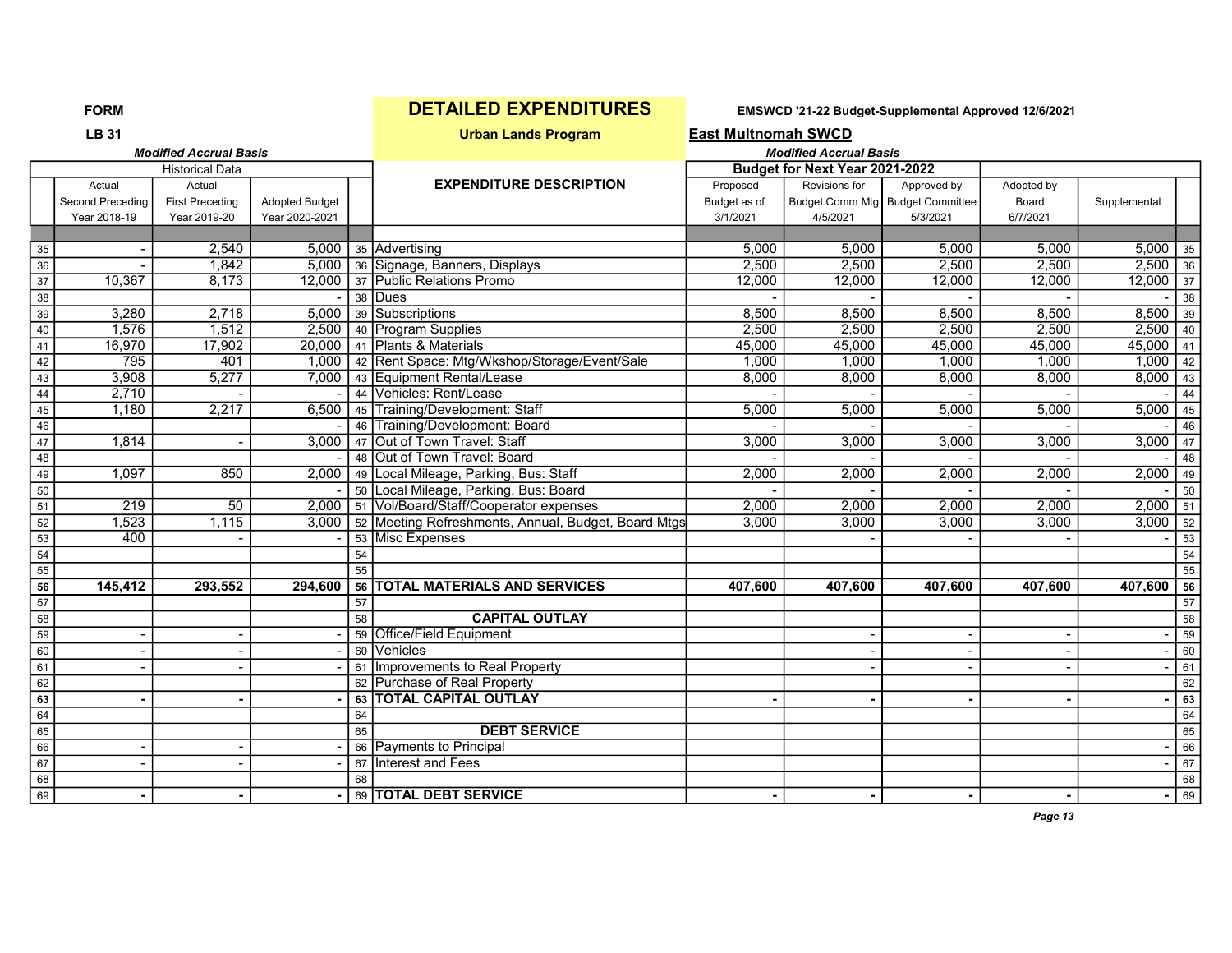**FORM**

**LB 31**

# DETAILED EXPENDITURES

**Urban Lands Program**

**EMSWCD '21-22 Budget-Supplemental Approved 12/6/2021**

**East Multnomah SWCD**

*Modified Accrual Basis*

| | Historical Data | | | | | Budget for Next Year 2021-2022 | | | | | |
|---|---|---|---|---|---|---|---|---|---|---|---|
| | Actual Second Preceding Year 2018-19 | Actual First Preceding Year 2019-20 | Adopted Budget Year 2020-2021 | | EXPENDITURE DESCRIPTION | Proposed Budget as of 3/1/2021 | Revisions for Budget Comm Mtg 4/5/2021 | Approved by Budget Committee 5/3/2021 | Adopted by Board 6/7/2021 | Supplemental | |
| 35 | - | 2,540 | 5,000 | 35 | Advertising | 5,000 | 5,000 | 5,000 | 5,000 | 5,000 | 35 |
| 36 | - | 1,842 | 5,000 | 36 | Signage, Banners, Displays | 2,500 | 2,500 | 2,500 | 2,500 | 2,500 | 36 |
| 37 | 10,367 | 8,173 | 12,000 | 37 | Public Relations Promo | 12,000 | 12,000 | 12,000 | 12,000 | 12,000 | 37 |
| 38 | | | - | 38 | Dues | - | - | - | - | - | 38 |
| 39 | 3,280 | 2,718 | 5,000 | 39 | Subscriptions | 8,500 | 8,500 | 8,500 | 8,500 | 8,500 | 39 |
| 40 | 1,576 | 1,512 | 2,500 | 40 | Program Supplies | 2,500 | 2,500 | 2,500 | 2,500 | 2,500 | 40 |
| 41 | 16,970 | 17,902 | 20,000 | 41 | Plants & Materials | 45,000 | 45,000 | 45,000 | 45,000 | 45,000 | 41 |
| 42 | 795 | 401 | 1,000 | 42 | Rent Space: Mtg/Wkshop/Storage/Event/Sale | 1,000 | 1,000 | 1,000 | 1,000 | 1,000 | 42 |
| 43 | 3,908 | 5,277 | 7,000 | 43 | Equipment Rental/Lease | 8,000 | 8,000 | 8,000 | 8,000 | 8,000 | 43 |
| 44 | 2,710 | - | - | 44 | Vehicles: Rent/Lease | - | - | - | - | - | 44 |
| 45 | 1,180 | 2,217 | 6,500 | 45 | Training/Development: Staff | 5,000 | 5,000 | 5,000 | 5,000 | 5,000 | 45 |
| 46 | | | - | 46 | Training/Development: Board | - | - | - | - | - | 46 |
| 47 | 1,814 | - | 3,000 | 47 | Out of Town Travel: Staff | 3,000 | 3,000 | 3,000 | 3,000 | 3,000 | 47 |
| 48 | | | - | 48 | Out of Town Travel: Board | - | - | - | - | - | 48 |
| 49 | 1,097 | 850 | 2,000 | 49 | Local Mileage, Parking, Bus: Staff | 2,000 | 2,000 | 2,000 | 2,000 | 2,000 | 49 |
| 50 | | | - | 50 | Local Mileage, Parking, Bus: Board | - | - | - | - | - | 50 |
| 51 | 219 | 50 | 2,000 | 51 | Vol/Board/Staff/Cooperator expenses | 2,000 | 2,000 | 2,000 | 2,000 | 2,000 | 51 |
| 52 | 1,523 | 1,115 | 3,000 | 52 | Meeting Refreshments, Annual, Budget, Board Mtgs | 3,000 | 3,000 | 3,000 | 3,000 | 3,000 | 52 |
| 53 | 400 | - | - | 53 | Misc Expenses | | - | - | - | - | 53 |
| 54 | | | | 54 | | | | | | | 54 |
| 55 | | | | 55 | | | | | | | 55 |
| **56** | **145,412** | **293,552** | **294,600** | **56** | **TOTAL MATERIALS AND SERVICES** | **407,600** | **407,600** | **407,600** | **407,600** | **407,600** | **56** |
| 57 | | | | 57 | | | | | | | 57 |
| 58 | | | | 58 | **CAPITAL OUTLAY** | | | | | | 58 |
| 59 | - | - | - | 59 | Office/Field Equipment | | - | - | - | - | 59 |
| 60 | - | - | - | 60 | Vehicles | | - | - | - | - | 60 |
| 61 | - | - | - | 61 | Improvements to Real Property | | - | - | - | - | 61 |
| 62 | | | | 62 | Purchase of Real Property | | | | | | 62 |
| **63** | **-** | **-** | **-** | **63** | **TOTAL CAPITAL OUTLAY** | **-** | **-** | **-** | **-** | **-** | **63** |
| 64 | | | | 64 | | | | | | | 64 |
| 65 | | | | 65 | **DEBT SERVICE** | | | | | | 65 |
| 66 | **-** | **-** | **-** | 66 | Payments to Principal | | | | | **-** | 66 |
| 67 | - | - | - | 67 | Interest and Fees | | | | | - | 67 |
| 68 | | | | 68 | | | | | | | 68 |
| 69 | **-** | **-** | **-** | **69** | **TOTAL DEBT SERVICE** | **-** | **-** | **-** | **-** | **-** | **69** |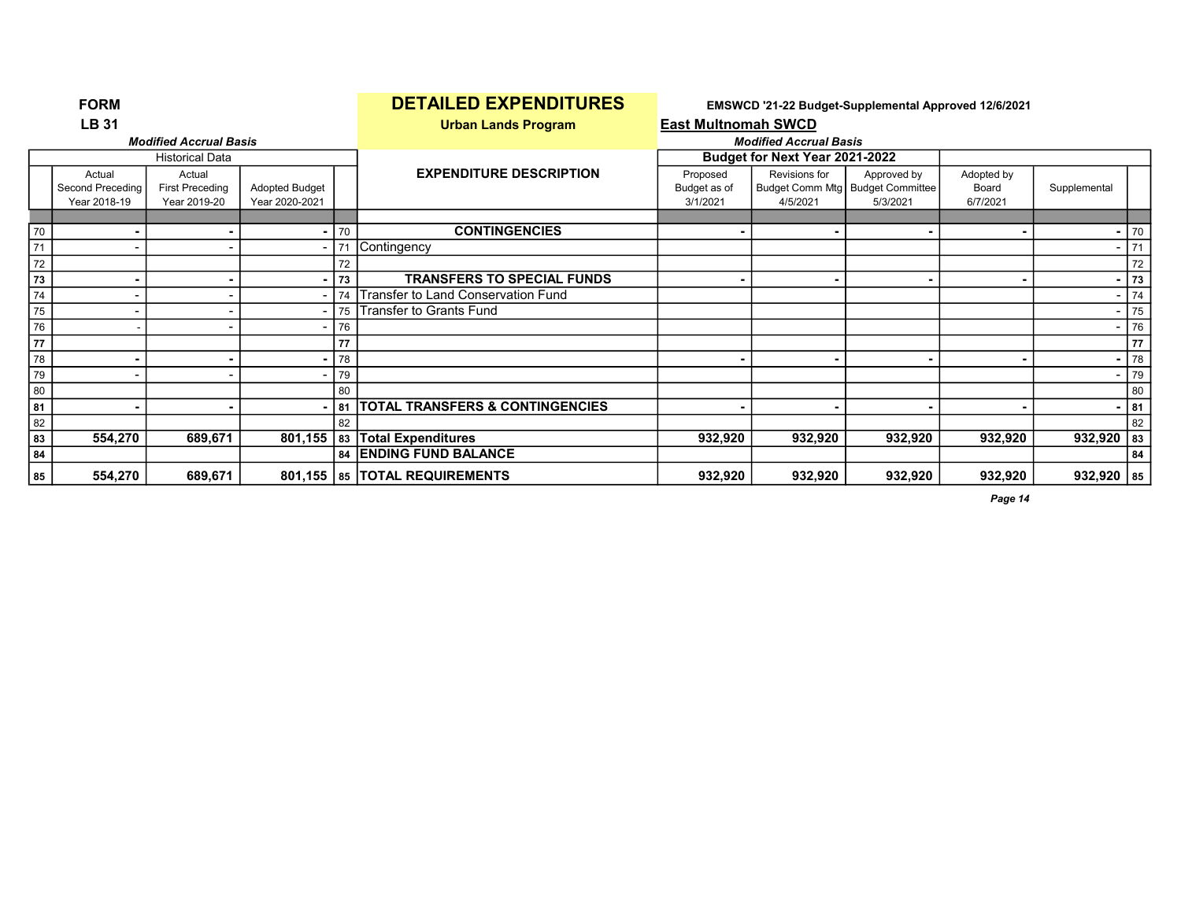**FORM**
**LB 31**

# DETAILED EXPENDITURES

**Urban Lands Program**

**EMSWCD '21-22 Budget-Supplemental Approved 12/6/2021**

**East Multnomah SWCD**

| | Historical Data (*Modified Accrual Basis*) | | | | | Budget for Next Year 2021-2022 (*Modified Accrual Basis*) | | | | | |
|---|---|---|---|---|---|---|---|---|---|---|---|
| | Actual Second Preceding Year 2018-19 | Actual First Preceding Year 2019-20 | Adopted Budget Year 2020-2021 | | EXPENDITURE DESCRIPTION | Proposed Budget as of 3/1/2021 | Revisions for Budget Comm Mtg 4/5/2021 | Approved by Budget Committee 5/3/2021 | Adopted by Board 6/7/2021 | Supplemental | |
| 70 | **-** | **-** | **-** | 70 | **CONTINGENCIES** | **-** | **-** | **-** | **-** | **-** | 70 |
| 71 | - | - | - | 71 | Contingency | | | | | - | 71 |
| 72 | | | | 72 | | | | | | | 72 |
| **73** | **-** | **-** | **-** | **73** | **TRANSFERS TO SPECIAL FUNDS** | **-** | **-** | **-** | **-** | **-** | **73** |
| 74 | - | - | - | 74 | Transfer to Land Conservation Fund | | | | | - | 74 |
| 75 | - | - | - | 75 | Transfer to Grants Fund | | | | | - | 75 |
| 76 | - | - | - | 76 | | | | | | - | 76 |
| **77** | | | | **77** | | | | | | | **77** |
| 78 | **-** | **-** | **-** | 78 | | **-** | **-** | **-** | **-** | **-** | 78 |
| 79 | - | - | - | 79 | | | | | | - | 79 |
| 80 | | | | 80 | | | | | | | 80 |
| **81** | **-** | **-** | **-** | **81** | **TOTAL TRANSFERS & CONTINGENCIES** | **-** | **-** | **-** | **-** | **-** | **81** |
| 82 | | | | 82 | | | | | | | 82 |
| **83** | **554,270** | **689,671** | **801,155** | **83** | **Total Expenditures** | **932,920** | **932,920** | **932,920** | **932,920** | **932,920** | **83** |
| **84** | | | | **84** | **ENDING FUND BALANCE** | | | | | | **84** |
| **85** | **554,270** | **689,671** | **801,155** | **85** | **TOTAL REQUIREMENTS** | **932,920** | **932,920** | **932,920** | **932,920** | **932,920** | **85** |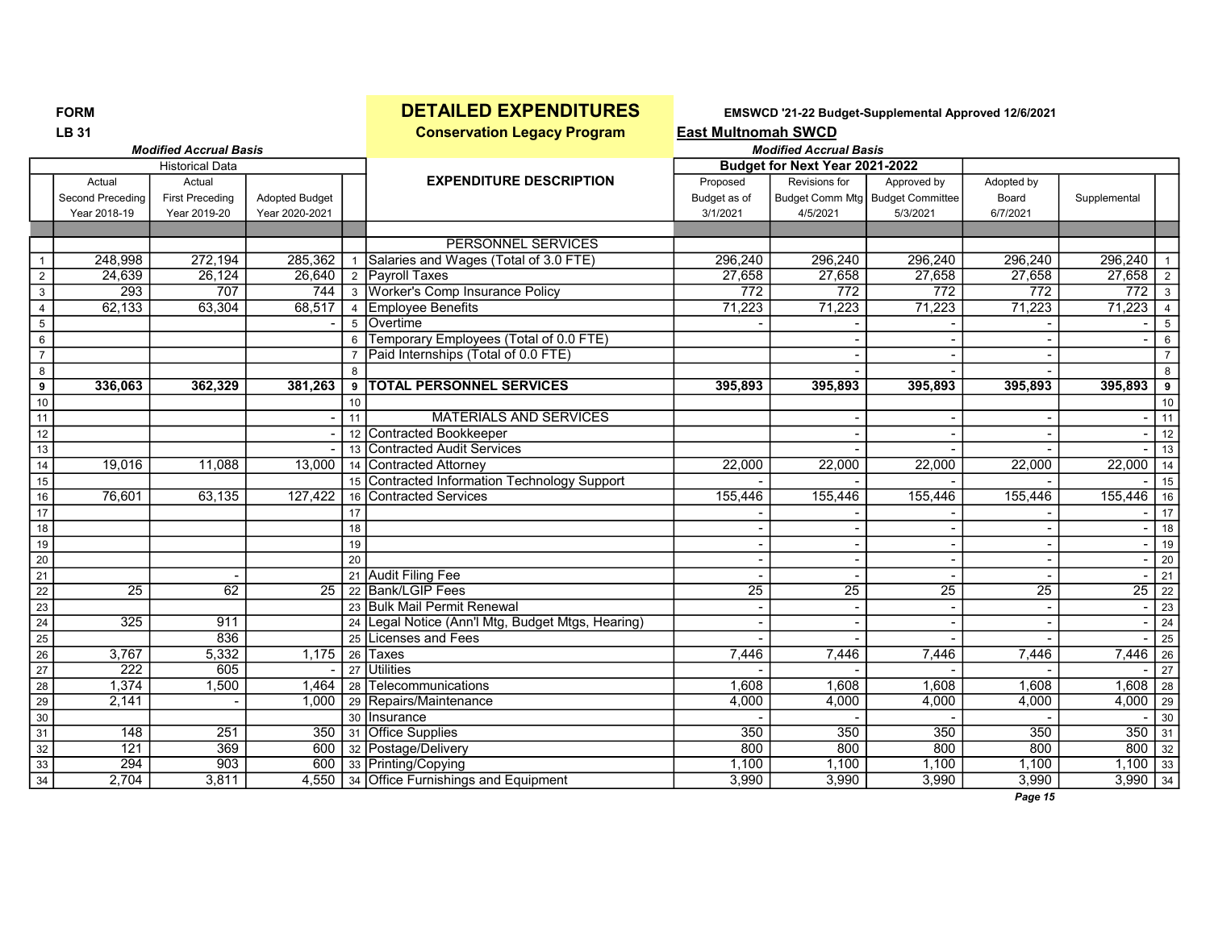**FORM LB 31**

# DETAILED EXPENDITURES

## Conservation Legacy Program

**EMSWCD '21-22 Budget-Supplemental Approved 12/6/2021**

**East Multnomah SWCD**

| | *Modified Accrual Basis* | | | | | *Modified Accrual Basis* | | | | | |
|---|---|---|---|---|---|---|---|---|---|---|---|
| | Historical Data | | | | | Budget for Next Year 2021-2022 | | | | | |
| | Actual Second Preceding Year 2018-19 | Actual First Preceding Year 2019-20 | Adopted Budget Year 2020-2021 | | EXPENDITURE DESCRIPTION | Proposed Budget as of 3/1/2021 | Revisions for Budget Comm Mtg 4/5/2021 | Approved by Budget Committee 5/3/2021 | Adopted by Board 6/7/2021 | Supplemental | |
| | | | | | PERSONNEL SERVICES | | | | | | |
| 1 | 248,998 | 272,194 | 285,362 | 1 | Salaries and Wages (Total of 3.0 FTE) | 296,240 | 296,240 | 296,240 | 296,240 | 296,240 | 1 |
| 2 | 24,639 | 26,124 | 26,640 | 2 | Payroll Taxes | 27,658 | 27,658 | 27,658 | 27,658 | 27,658 | 2 |
| 3 | 293 | 707 | 744 | 3 | Worker's Comp Insurance Policy | 772 | 772 | 772 | 772 | 772 | 3 |
| 4 | 62,133 | 63,304 | 68,517 | 4 | Employee Benefits | 71,223 | 71,223 | 71,223 | 71,223 | 71,223 | 4 |
| 5 | | | - | 5 | Overtime | - | - | - | - | - | 5 |
| 6 | | | | 6 | Temporary Employees (Total of 0.0 FTE) | | - | - | - | - | 6 |
| 7 | | | | 7 | Paid Internships (Total of 0.0 FTE) | | - | - | - | | 7 |
| 8 | | | | 8 | | | - | - | - | | 8 |
| **9** | **336,063** | **362,329** | **381,263** | **9** | **TOTAL PERSONNEL SERVICES** | **395,893** | **395,893** | **395,893** | **395,893** | **395,893** | **9** |
| 10 | | | | 10 | | | | | | | 10 |
| 11 | | | - | 11 | MATERIALS AND SERVICES | | - | - | - | - | 11 |
| 12 | | | - | 12 | Contracted Bookkeeper | | - | - | - | - | 12 |
| 13 | | | - | 13 | Contracted Audit Services | | - | - | - | - | 13 |
| 14 | 19,016 | 11,088 | 13,000 | 14 | Contracted Attorney | 22,000 | 22,000 | 22,000 | 22,000 | 22,000 | 14 |
| 15 | | | | 15 | Contracted Information Technology Support | - | - | - | - | - | 15 |
| 16 | 76,601 | 63,135 | 127,422 | 16 | Contracted Services | 155,446 | 155,446 | 155,446 | 155,446 | 155,446 | 16 |
| 17 | | | | 17 | | - | - | - | - | - | 17 |
| 18 | | | | 18 | | - | - | - | - | - | 18 |
| 19 | | | | 19 | | - | - | - | - | - | 19 |
| 20 | | | | 20 | | - | - | - | - | - | 20 |
| 21 | | - | | 21 | Audit Filing Fee | - | - | - | - | - | 21 |
| 22 | 25 | 62 | 25 | 22 | Bank/LGIP Fees | 25 | 25 | 25 | 25 | 25 | 22 |
| 23 | | | | 23 | Bulk Mail Permit Renewal | - | - | - | - | - | 23 |
| 24 | 325 | 911 | | 24 | Legal Notice (Ann'l Mtg, Budget Mtgs, Hearing) | - | - | - | - | - | 24 |
| 25 | | 836 | | 25 | Licenses and Fees | - | - | - | - | - | 25 |
| 26 | 3,767 | 5,332 | 1,175 | 26 | Taxes | 7,446 | 7,446 | 7,446 | 7,446 | 7,446 | 26 |
| 27 | 222 | 605 | - | 27 | Utilities | - | - | - | - | - | 27 |
| 28 | 1,374 | 1,500 | 1,464 | 28 | Telecommunications | 1,608 | 1,608 | 1,608 | 1,608 | 1,608 | 28 |
| 29 | 2,141 | - | 1,000 | 29 | Repairs/Maintenance | 4,000 | 4,000 | 4,000 | 4,000 | 4,000 | 29 |
| 30 | | | | 30 | Insurance | - | - | - | - | - | 30 |
| 31 | 148 | 251 | 350 | 31 | Office Supplies | 350 | 350 | 350 | 350 | 350 | 31 |
| 32 | 121 | 369 | 600 | 32 | Postage/Delivery | 800 | 800 | 800 | 800 | 800 | 32 |
| 33 | 294 | 903 | 600 | 33 | Printing/Copying | 1,100 | 1,100 | 1,100 | 1,100 | 1,100 | 33 |
| 34 | 2,704 | 3,811 | 4,550 | 34 | Office Furnishings and Equipment | 3,990 | 3,990 | 3,990 | 3,990 | 3,990 | 34 |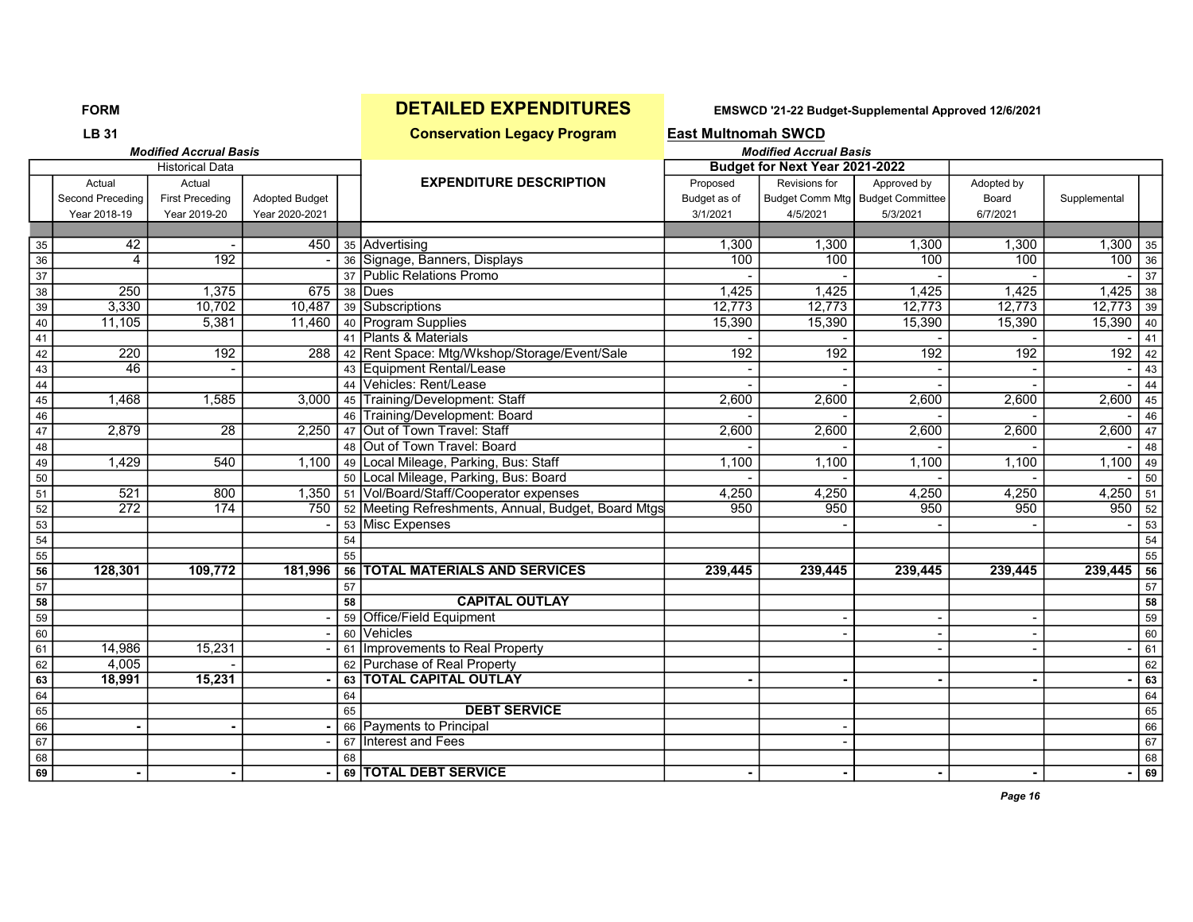FORM **LB 31**

# DETAILED EXPENDITURES

## Conservation Legacy Program

**EMSWCD '21-22 Budget-Supplemental Approved 12/6/2021**

**East Multnomah SWCD**

*Modified Accrual Basis*

| | Historical Data | | | | | Budget for Next Year 2021-2022 | | | | | |
|---|---|---|---|---|---|---|---|---|---|---|---|
| | Actual Second Preceding Year 2018-19 | Actual First Preceding Year 2019-20 | Adopted Budget Year 2020-2021 | | EXPENDITURE DESCRIPTION | Proposed Budget as of 3/1/2021 | Revisions for Budget Comm Mtg 4/5/2021 | Approved by Budget Committee 5/3/2021 | Adopted by Board 6/7/2021 | Supplemental | |
| 35 | 42 | - | 450 | 35 | Advertising | 1,300 | 1,300 | 1,300 | 1,300 | 1,300 | 35 |
| 36 | 4 | 192 | - | 36 | Signage, Banners, Displays | 100 | 100 | 100 | 100 | 100 | 36 |
| 37 | | | | 37 | Public Relations Promo | - | - | - | - | - | 37 |
| 38 | 250 | 1,375 | 675 | 38 | Dues | 1,425 | 1,425 | 1,425 | 1,425 | 1,425 | 38 |
| 39 | 3,330 | 10,702 | 10,487 | 39 | Subscriptions | 12,773 | 12,773 | 12,773 | 12,773 | 12,773 | 39 |
| 40 | 11,105 | 5,381 | 11,460 | 40 | Program Supplies | 15,390 | 15,390 | 15,390 | 15,390 | 15,390 | 40 |
| 41 | | | | 41 | Plants & Materials | - | - | - | - | - | 41 |
| 42 | 220 | 192 | 288 | 42 | Rent Space: Mtg/Wkshop/Storage/Event/Sale | 192 | 192 | 192 | 192 | 192 | 42 |
| 43 | 46 | - | | 43 | Equipment Rental/Lease | - | - | - | - | - | 43 |
| 44 | | | | 44 | Vehicles: Rent/Lease | - | - | - | - | - | 44 |
| 45 | 1,468 | 1,585 | 3,000 | 45 | Training/Development: Staff | 2,600 | 2,600 | 2,600 | 2,600 | 2,600 | 45 |
| 46 | | | | 46 | Training/Development: Board | - | - | - | - | - | 46 |
| 47 | 2,879 | 28 | 2,250 | 47 | Out of Town Travel: Staff | 2,600 | 2,600 | 2,600 | 2,600 | 2,600 | 47 |
| 48 | | | | 48 | Out of Town Travel: Board | - | - | - | - | - | 48 |
| 49 | 1,429 | 540 | 1,100 | 49 | Local Mileage, Parking, Bus: Staff | 1,100 | 1,100 | 1,100 | 1,100 | 1,100 | 49 |
| 50 | | | | 50 | Local Mileage, Parking, Bus: Board | - | - | - | - | - | 50 |
| 51 | 521 | 800 | 1,350 | 51 | Vol/Board/Staff/Cooperator expenses | 4,250 | 4,250 | 4,250 | 4,250 | 4,250 | 51 |
| 52 | 272 | 174 | 750 | 52 | Meeting Refreshments, Annual, Budget, Board Mtgs | 950 | 950 | 950 | 950 | 950 | 52 |
| 53 | | | - | 53 | Misc Expenses | | - | - | - | - | 53 |
| 54 | | | | 54 | | | | | | | 54 |
| 55 | | | | 55 | | | | | | | 55 |
| **56** | **128,301** | **109,772** | **181,996** | **56** | **TOTAL MATERIALS AND SERVICES** | **239,445** | **239,445** | **239,445** | **239,445** | **239,445** | **56** |
| 57 | | | | 57 | | | | | | | 57 |
| **58** | | | | **58** | **CAPITAL OUTLAY** | | | | | | **58** |
| 59 | | | - | 59 | Office/Field Equipment | | - | - | - | | 59 |
| 60 | | | - | 60 | Vehicles | | - | - | - | | 60 |
| 61 | 14,986 | 15,231 | - | 61 | Improvements to Real Property | | | - | - | - | 61 |
| 62 | 4,005 | - | | 62 | Purchase of Real Property | | | | | | 62 |
| **63** | **18,991** | **15,231** | **-** | **63** | **TOTAL CAPITAL OUTLAY** | **-** | **-** | **-** | **-** | **-** | **63** |
| 64 | | | | 64 | | | | | | | 64 |
| 65 | | | | 65 | **DEBT SERVICE** | | | | | | 65 |
| 66 | - | - | - | 66 | Payments to Principal | | - | | | | 66 |
| 67 | | | - | 67 | Interest and Fees | | - | | | | 67 |
| 68 | | | | 68 | | | | | | | 68 |
| **69** | **-** | **-** | **-** | **69** | **TOTAL DEBT SERVICE** | **-** | **-** | **-** | **-** | **-** | **69** |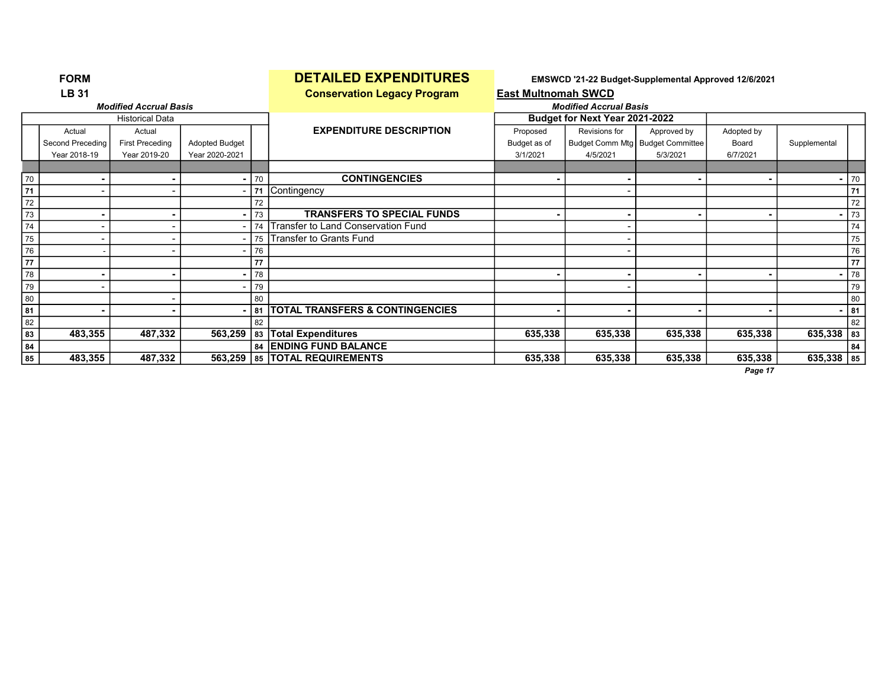FORM
LB 31

# DETAILED EXPENDITURES

## Conservation Legacy Program

EMSWCD '21-22 Budget-Supplemental Approved 12/6/2021

**East Multnomah SWCD**

*Modified Accrual Basis*

| | Historical Data | | | | EXPENDITURE DESCRIPTION | Budget for Next Year 2021-2022 | | | | | |
|---|---|---|---|---|---|---|---|---|---|---|---|
| | Actual Second Preceding Year 2018-19 | Actual First Preceding Year 2019-20 | Adopted Budget Year 2020-2021 | | | Proposed Budget as of 3/1/2021 | Revisions for Budget Comm Mtg 4/5/2021 | Approved by Budget Committee 5/3/2021 | Adopted by Board 6/7/2021 | Supplemental | |
| 70 | **-** | **-** | **-** | 70 | **CONTINGENCIES** | **-** | **-** | **-** | **-** | **-** | 70 |
| 71 | - | - | - | 71 | Contingency | | - | | | | 71 |
| 72 | | | | 72 | | | | | | | 72 |
| 73 | **-** | **-** | **-** | 73 | **TRANSFERS TO SPECIAL FUNDS** | **-** | **-** | **-** | **-** | **-** | 73 |
| 74 | - | - | - | 74 | Transfer to Land Conservation Fund | | - | | | | 74 |
| 75 | - | - | - | 75 | Transfer to Grants Fund | | - | | | | 75 |
| 76 | - | - | - | 76 | | | - | | | | 76 |
| 77 | | | | 77 | | | | | | | 77 |
| 78 | **-** | **-** | **-** | 78 | | **-** | **-** | **-** | **-** | **-** | 78 |
| 79 | - | | - | 79 | | | - | | | | 79 |
| 80 | | - | | 80 | | | | | | | 80 |
| 81 | **-** | **-** | **-** | 81 | **TOTAL TRANSFERS & CONTINGENCIES** | **-** | **-** | **-** | **-** | **-** | 81 |
| 82 | | | | 82 | | | | | | | 82 |
| 83 | **483,355** | **487,332** | **563,259** | 83 | **Total Expenditures** | **635,338** | **635,338** | **635,338** | **635,338** | **635,338** | 83 |
| 84 | | | | 84 | **ENDING FUND BALANCE** | | | | | | 84 |
| 85 | **483,355** | **487,332** | **563,259** | 85 | **TOTAL REQUIREMENTS** | **635,338** | **635,338** | **635,338** | **635,338** | **635,338** | 85 |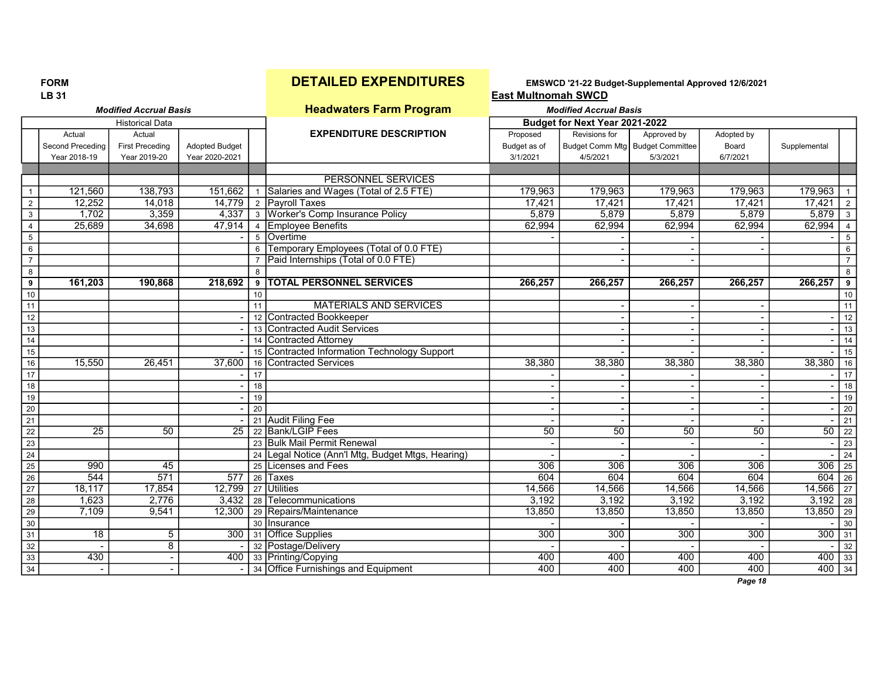FORM
LB 31

# DETAILED EXPENDITURES

## Headwaters Farm Program

**EMSWCD '21-22 Budget-Supplemental Approved 12/6/2021**

**East Multnomah SWCD**

*Modified Accrual Basis*

| | Historical Data | | | | | Budget for Next Year 2021-2022 | | | | | |
|---|---|---|---|---|---|---|---|---|---|---|---|
| | Actual Second Preceding Year 2018-19 | Actual First Preceding Year 2019-20 | Adopted Budget Year 2020-2021 | | EXPENDITURE DESCRIPTION | Proposed Budget as of 3/1/2021 | Revisions for Budget Comm Mtg 4/5/2021 | Approved by Budget Committee 5/3/2021 | Adopted by Board 6/7/2021 | Supplemental | |
| | | | | | PERSONNEL SERVICES | | | | | | |
| 1 | 121,560 | 138,793 | 151,662 | 1 | Salaries and Wages (Total of 2.5 FTE) | 179,963 | 179,963 | 179,963 | 179,963 | 179,963 | 1 |
| 2 | 12,252 | 14,018 | 14,779 | 2 | Payroll Taxes | 17,421 | 17,421 | 17,421 | 17,421 | 17,421 | 2 |
| 3 | 1,702 | 3,359 | 4,337 | 3 | Worker's Comp Insurance Policy | 5,879 | 5,879 | 5,879 | 5,879 | 5,879 | 3 |
| 4 | 25,689 | 34,698 | 47,914 | 4 | Employee Benefits | 62,994 | 62,994 | 62,994 | 62,994 | 62,994 | 4 |
| 5 | | | - | 5 | Overtime | - | - | - | - | - | 5 |
| 6 | | | | 6 | Temporary Employees (Total of 0.0 FTE) | | - | - | - | | 6 |
| 7 | | | | 7 | Paid Internships (Total of 0.0 FTE) | | - | - | | | 7 |
| 8 | | | | 8 | | | | | | | 8 |
| **9** | **161,203** | **190,868** | **218,692** | **9** | **TOTAL PERSONNEL SERVICES** | **266,257** | **266,257** | **266,257** | **266,257** | **266,257** | **9** |
| 10 | | | | 10 | | | | | | | 10 |
| 11 | | | | 11 | MATERIALS AND SERVICES | | - | - | - | | 11 |
| 12 | | | - | 12 | Contracted Bookkeeper | | - | - | - | - | 12 |
| 13 | | | - | 13 | Contracted Audit Services | | - | - | - | - | 13 |
| 14 | | | - | 14 | Contracted Attorney | | - | - | - | - | 14 |
| 15 | | | - | 15 | Contracted Information Technology Support | | - | - | - | - | 15 |
| 16 | 15,550 | 26,451 | 37,600 | 16 | Contracted Services | 38,380 | 38,380 | 38,380 | 38,380 | 38,380 | 16 |
| 17 | | | - | 17 | | - | - | - | - | - | 17 |
| 18 | | | - | 18 | | - | - | - | - | - | 18 |
| 19 | | | - | 19 | | - | - | - | - | - | 19 |
| 20 | | | - | 20 | | - | - | - | - | - | 20 |
| 21 | | | - | 21 | Audit Filing Fee | - | - | - | - | - | 21 |
| 22 | 25 | 50 | 25 | 22 | Bank/LGIP Fees | 50 | 50 | 50 | 50 | 50 | 22 |
| 23 | | | | 23 | Bulk Mail Permit Renewal | - | - | - | - | - | 23 |
| 24 | | | | 24 | Legal Notice (Ann'l Mtg, Budget Mtgs, Hearing) | - | - | - | - | - | 24 |
| 25 | 990 | 45 | | 25 | Licenses and Fees | 306 | 306 | 306 | 306 | 306 | 25 |
| 26 | 544 | 571 | 577 | 26 | Taxes | 604 | 604 | 604 | 604 | 604 | 26 |
| 27 | 18,117 | 17,854 | 12,799 | 27 | Utilities | 14,566 | 14,566 | 14,566 | 14,566 | 14,566 | 27 |
| 28 | 1,623 | 2,776 | 3,432 | 28 | Telecommunications | 3,192 | 3,192 | 3,192 | 3,192 | 3,192 | 28 |
| 29 | 7,109 | 9,541 | 12,300 | 29 | Repairs/Maintenance | 13,850 | 13,850 | 13,850 | 13,850 | 13,850 | 29 |
| 30 | | | | 30 | Insurance | - | - | - | - | - | 30 |
| 31 | 18 | 5 | 300 | 31 | Office Supplies | 300 | 300 | 300 | 300 | 300 | 31 |
| 32 | - | 8 | - | 32 | Postage/Delivery | - | - | - | - | - | 32 |
| 33 | 430 | - | 400 | 33 | Printing/Copying | 400 | 400 | 400 | 400 | 400 | 33 |
| 34 | - | - | - | 34 | Office Furnishings and Equipment | 400 | 400 | 400 | 400 | 400 | 34 |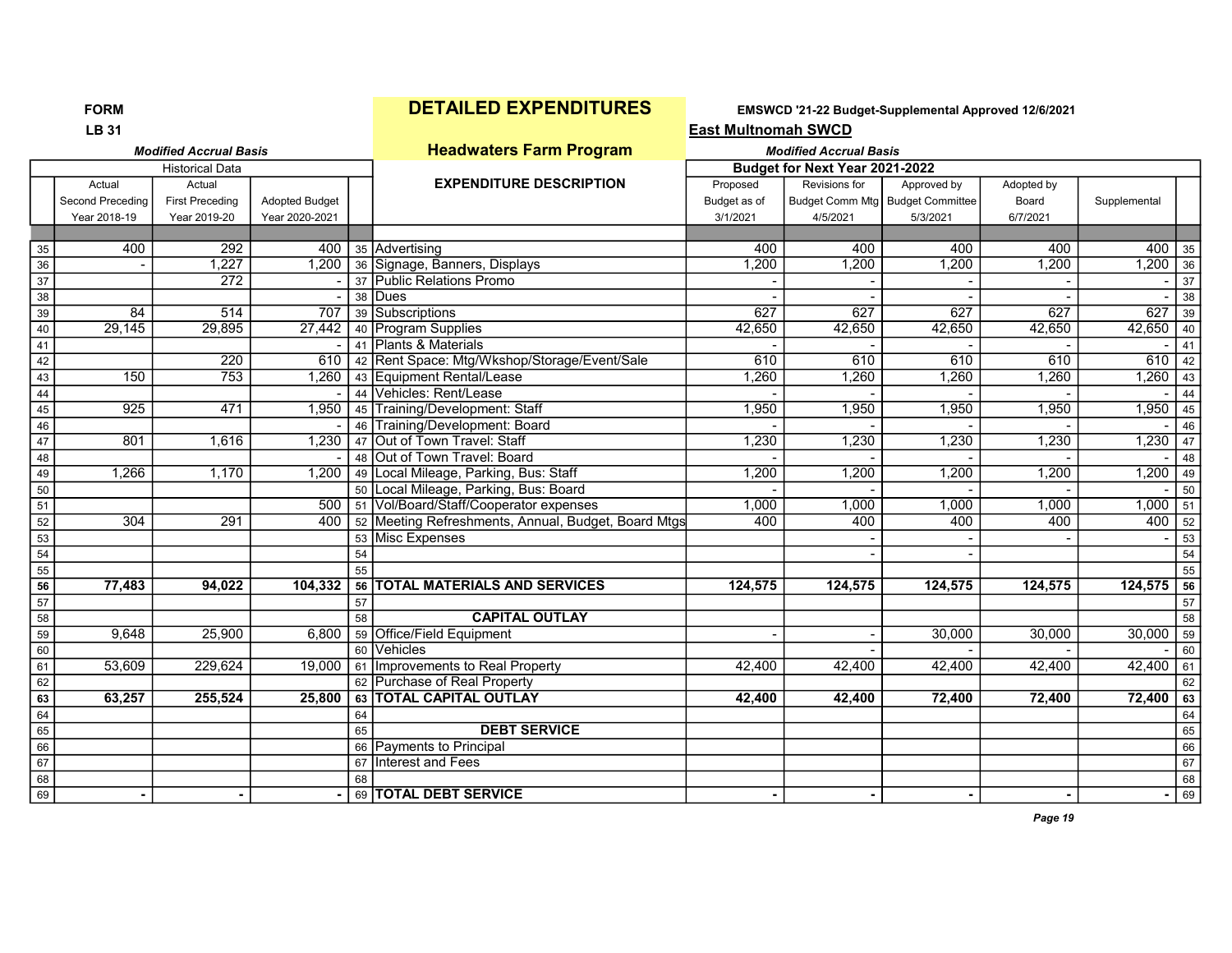**FORM**
**LB 31**

# DETAILED EXPENDITURES

**EMSWCD '21-22 Budget-Supplemental Approved 12/6/2021**

**East Multnomah SWCD**

## Headwaters Farm Program

| | *Modified Accrual Basis* Historical Data | | | | | *Modified Accrual Basis* Budget for Next Year 2021-2022 | | | | | |
|---|---|---|---|---|---|---|---|---|---|---|---|
| | Actual Second Preceding Year 2018-19 | Actual First Preceding Year 2019-20 | Adopted Budget Year 2020-2021 | | EXPENDITURE DESCRIPTION | Proposed Budget as of 3/1/2021 | Revisions for Budget Comm Mtg 4/5/2021 | Approved by Budget Committee 5/3/2021 | Adopted by Board 6/7/2021 | Supplemental | |
| 35 | 400 | 292 | 400 | 35 | Advertising | 400 | 400 | 400 | 400 | 400 | 35 |
| 36 | - | 1,227 | 1,200 | 36 | Signage, Banners, Displays | 1,200 | 1,200 | 1,200 | 1,200 | 1,200 | 36 |
| 37 | | 272 | - | 37 | Public Relations Promo | - | - | - | - | - | 37 |
| 38 | | | - | 38 | Dues | - | - | - | - | - | 38 |
| 39 | 84 | 514 | 707 | 39 | Subscriptions | 627 | 627 | 627 | 627 | 627 | 39 |
| 40 | 29,145 | 29,895 | 27,442 | 40 | Program Supplies | 42,650 | 42,650 | 42,650 | 42,650 | 42,650 | 40 |
| 41 | | | - | 41 | Plants & Materials | - | - | - | - | - | 41 |
| 42 | | 220 | 610 | 42 | Rent Space: Mtg/Wkshop/Storage/Event/Sale | 610 | 610 | 610 | 610 | 610 | 42 |
| 43 | 150 | 753 | 1,260 | 43 | Equipment Rental/Lease | 1,260 | 1,260 | 1,260 | 1,260 | 1,260 | 43 |
| 44 | | | - | 44 | Vehicles: Rent/Lease | - | - | - | - | - | 44 |
| 45 | 925 | 471 | 1,950 | 45 | Training/Development: Staff | 1,950 | 1,950 | 1,950 | 1,950 | 1,950 | 45 |
| 46 | | | - | 46 | Training/Development: Board | - | - | - | - | - | 46 |
| 47 | 801 | 1,616 | 1,230 | 47 | Out of Town Travel: Staff | 1,230 | 1,230 | 1,230 | 1,230 | 1,230 | 47 |
| 48 | | | - | 48 | Out of Town Travel: Board | - | - | - | - | - | 48 |
| 49 | 1,266 | 1,170 | 1,200 | 49 | Local Mileage, Parking, Bus: Staff | 1,200 | 1,200 | 1,200 | 1,200 | 1,200 | 49 |
| 50 | | | | 50 | Local Mileage, Parking, Bus: Board | - | - | - | - | - | 50 |
| 51 | | | 500 | 51 | Vol/Board/Staff/Cooperator expenses | 1,000 | 1,000 | 1,000 | 1,000 | 1,000 | 51 |
| 52 | 304 | 291 | 400 | 52 | Meeting Refreshments, Annual, Budget, Board Mtgs | 400 | 400 | 400 | 400 | 400 | 52 |
| 53 | | | | 53 | Misc Expenses | | - | - | - | - | 53 |
| 54 | | | | 54 | | | - | - | | | 54 |
| 55 | | | | 55 | | | | | | | 55 |
| **56** | **77,483** | **94,022** | **104,332** | **56** | **TOTAL MATERIALS AND SERVICES** | **124,575** | **124,575** | **124,575** | **124,575** | **124,575** | **56** |
| 57 | | | | 57 | | | | | | | 57 |
| 58 | | | | 58 | **CAPITAL OUTLAY** | | | | | | 58 |
| 59 | 9,648 | 25,900 | 6,800 | 59 | Office/Field Equipment | - | - | 30,000 | 30,000 | 30,000 | 59 |
| 60 | | | | 60 | Vehicles | | - | - | - | - | 60 |
| 61 | 53,609 | 229,624 | 19,000 | 61 | Improvements to Real Property | 42,400 | 42,400 | 42,400 | 42,400 | 42,400 | 61 |
| 62 | | | | 62 | Purchase of Real Property | | | | | | 62 |
| **63** | **63,257** | **255,524** | **25,800** | **63** | **TOTAL CAPITAL OUTLAY** | **42,400** | **42,400** | **72,400** | **72,400** | **72,400** | **63** |
| 64 | | | | 64 | | | | | | | 64 |
| 65 | | | | 65 | **DEBT SERVICE** | | | | | | 65 |
| 66 | | | | 66 | Payments to Principal | | | | | | 66 |
| 67 | | | | 67 | Interest and Fees | | | | | | 67 |
| 68 | | | | 68 | | | | | | | 68 |
| 69 | **-** | **-** | **-** | **69** | **TOTAL DEBT SERVICE** | **-** | **-** | **-** | **-** | **-** | 69 |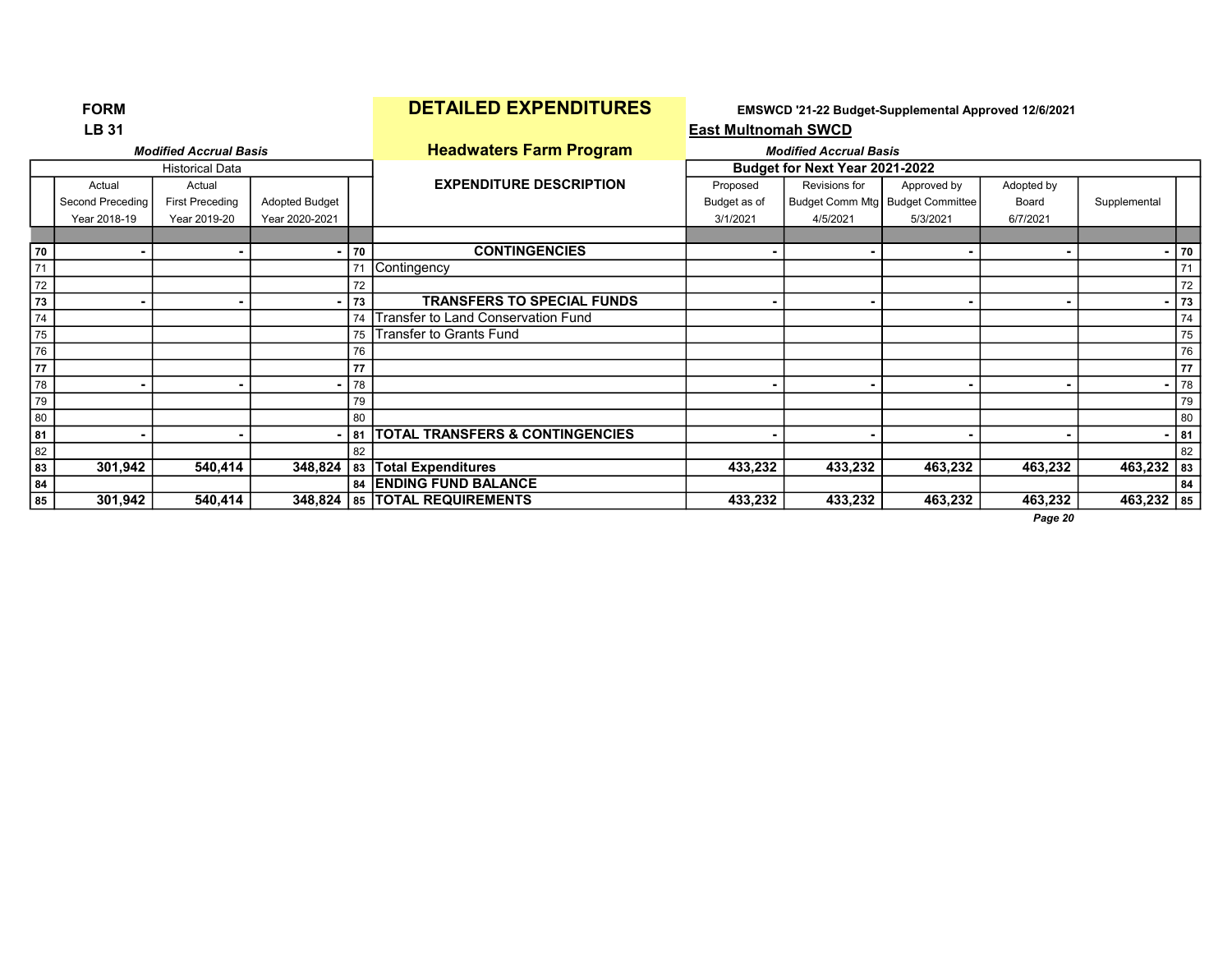**FORM**
**LB 31**

# DETAILED EXPENDITURES

**EMSWCD '21-22 Budget-Supplemental Approved 12/6/2021**

**East Multnomah SWCD**

## Headwaters Farm Program

*Modified Accrual Basis*

| | Historical Data | | | | EXPENDITURE DESCRIPTION | Budget for Next Year 2021-2022 | | | | | |
|---|---|---|---|---|---|---|---|---|---|---|---|
| | Actual Second Preceding Year 2018-19 | Actual First Preceding Year 2019-20 | Adopted Budget Year 2020-2021 | | | Proposed Budget as of 3/1/2021 | Revisions for Budget Comm Mtg 4/5/2021 | Approved by Budget Committee 5/3/2021 | Adopted by Board 6/7/2021 | Supplemental | |
| 70 | - | - | - | 70 | **CONTINGENCIES** | - | - | - | - | - | 70 |
| 71 | | | | 71 | Contingency | | | | | | 71 |
| 72 | | | | 72 | | | | | | | 72 |
| 73 | - | - | - | 73 | **TRANSFERS TO SPECIAL FUNDS** | - | - | - | - | - | 73 |
| 74 | | | | 74 | Transfer to Land Conservation Fund | | | | | | 74 |
| 75 | | | | 75 | Transfer to Grants Fund | | | | | | 75 |
| 76 | | | | 76 | | | | | | | 76 |
| 77 | | | | 77 | | | | | | | 77 |
| 78 | - | - | - | 78 | | - | - | - | - | - | 78 |
| 79 | | | | 79 | | | | | | | 79 |
| 80 | | | | 80 | | | | | | | 80 |
| 81 | - | - | - | 81 | **TOTAL TRANSFERS & CONTINGENCIES** | - | - | - | - | - | 81 |
| 82 | | | | 82 | | | | | | | 82 |
| 83 | **301,942** | **540,414** | **348,824** | 83 | **Total Expenditures** | **433,232** | **433,232** | **463,232** | **463,232** | **463,232** | 83 |
| 84 | | | | 84 | **ENDING FUND BALANCE** | | | | | | 84 |
| 85 | **301,942** | **540,414** | **348,824** | 85 | **TOTAL REQUIREMENTS** | **433,232** | **433,232** | **463,232** | **463,232** | **463,232** | 85 |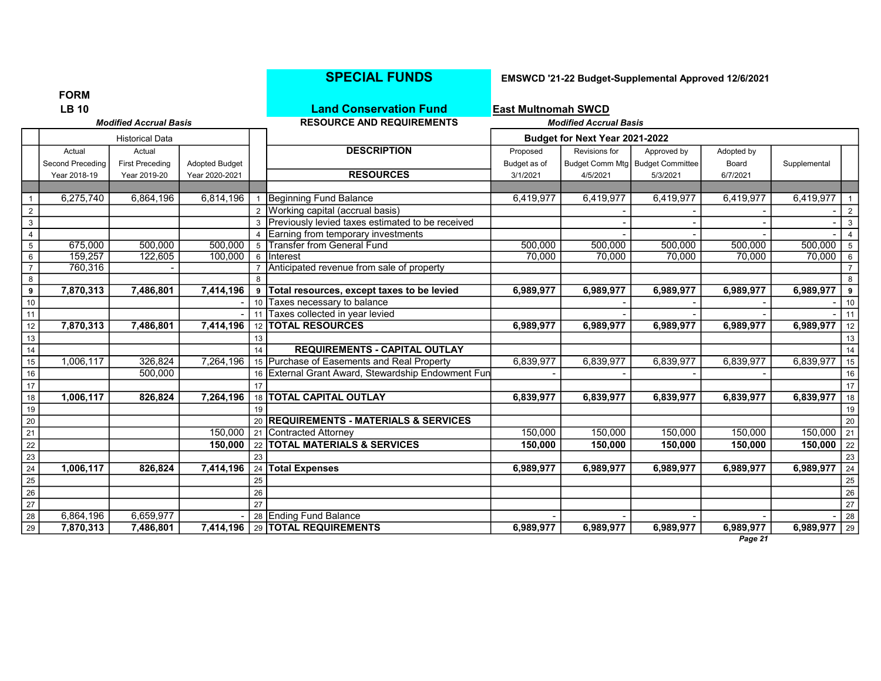# SPECIAL FUNDS

**EMSWCD '21-22 Budget-Supplemental Approved 12/6/2021**

**FORM**
**LB 10**

## Land Conservation Fund

**East Multnomah SWCD**

***Modified Accrual Basis***

**RESOURCE AND REQUIREMENTS**

***Modified Accrual Basis***

| | Historical Data | | | | | Budget for Next Year 2021-2022 | | | | | |
|---|---|---|---|---|---|---|---|---|---|---|---|
| | Actual Second Preceding Year 2018-19 | Actual First Preceding Year 2019-20 | Adopted Budget Year 2020-2021 | | **DESCRIPTION** **RESOURCES** | Proposed Budget as of 3/1/2021 | Revisions for Budget Comm Mtg 4/5/2021 | Approved by Budget Committee 5/3/2021 | Adopted by Board 6/7/2021 | Supplemental | |
| 1 | 6,275,740 | 6,864,196 | 6,814,196 | 1 | Beginning Fund Balance | 6,419,977 | 6,419,977 | 6,419,977 | 6,419,977 | 6,419,977 | 1 |
| 2 | | | | 2 | Working capital (accrual basis) | | - | - | - | - | 2 |
| 3 | | | | 3 | Previously levied taxes estimated to be received | | - | - | - | - | 3 |
| 4 | | | | 4 | Earning from temporary investments | | - | - | - | - | 4 |
| 5 | 675,000 | 500,000 | 500,000 | 5 | Transfer from General Fund | 500,000 | 500,000 | 500,000 | 500,000 | 500,000 | 5 |
| 6 | 159,257 | 122,605 | 100,000 | 6 | Interest | 70,000 | 70,000 | 70,000 | 70,000 | 70,000 | 6 |
| 7 | 760,316 | - | | 7 | Anticipated revenue from sale of property | | | | | | 7 |
| 8 | | | | 8 | | | | | | | 8 |
| 9 | **7,870,313** | **7,486,801** | **7,414,196** | 9 | **Total resources, except taxes to be levied** | **6,989,977** | **6,989,977** | **6,989,977** | **6,989,977** | **6,989,977** | 9 |
| 10 | | | - | 10 | Taxes necessary to balance | | - | - | - | - | 10 |
| 11 | | | - | 11 | Taxes collected in year levied | | - | - | - | - | 11 |
| 12 | **7,870,313** | **7,486,801** | **7,414,196** | 12 | **TOTAL RESOURCES** | **6,989,977** | **6,989,977** | **6,989,977** | **6,989,977** | **6,989,977** | 12 |
| 13 | | | | 13 | | | | | | | 13 |
| 14 | | | | 14 | **REQUIREMENTS - CAPITAL OUTLAY** | | | | | | 14 |
| 15 | 1,006,117 | 326,824 | 7,264,196 | 15 | Purchase of Easements and Real Property | 6,839,977 | 6,839,977 | 6,839,977 | 6,839,977 | 6,839,977 | 15 |
| 16 | | 500,000 | | 16 | External Grant Award, Stewardship Endowment Fun | - | - | - | - | | 16 |
| 17 | | | | 17 | | | | | | | 17 |
| 18 | **1,006,117** | **826,824** | **7,264,196** | 18 | **TOTAL CAPITAL OUTLAY** | **6,839,977** | **6,839,977** | **6,839,977** | **6,839,977** | **6,839,977** | 18 |
| 19 | | | | 19 | | | | | | | 19 |
| 20 | | | | 20 | **REQUIREMENTS - MATERIALS & SERVICES** | | | | | | 20 |
| 21 | | | 150,000 | 21 | Contracted Attorney | 150,000 | 150,000 | 150,000 | 150,000 | 150,000 | 21 |
| 22 | | | **150,000** | 22 | **TOTAL MATERIALS & SERVICES** | **150,000** | **150,000** | **150,000** | **150,000** | **150,000** | 22 |
| 23 | | | | 23 | | | | | | | 23 |
| 24 | **1,006,117** | **826,824** | **7,414,196** | 24 | **Total Expenses** | **6,989,977** | **6,989,977** | **6,989,977** | **6,989,977** | **6,989,977** | 24 |
| 25 | | | | 25 | | | | | | | 25 |
| 26 | | | | 26 | | | | | | | 26 |
| 27 | | | | 27 | | | | | | | 27 |
| 28 | 6,864,196 | 6,659,977 | - | 28 | Ending Fund Balance | - | - | - | - | - | 28 |
| 29 | **7,870,313** | **7,486,801** | **7,414,196** | 29 | **TOTAL REQUIREMENTS** | **6,989,977** | **6,989,977** | **6,989,977** | **6,989,977** | **6,989,977** | 29 |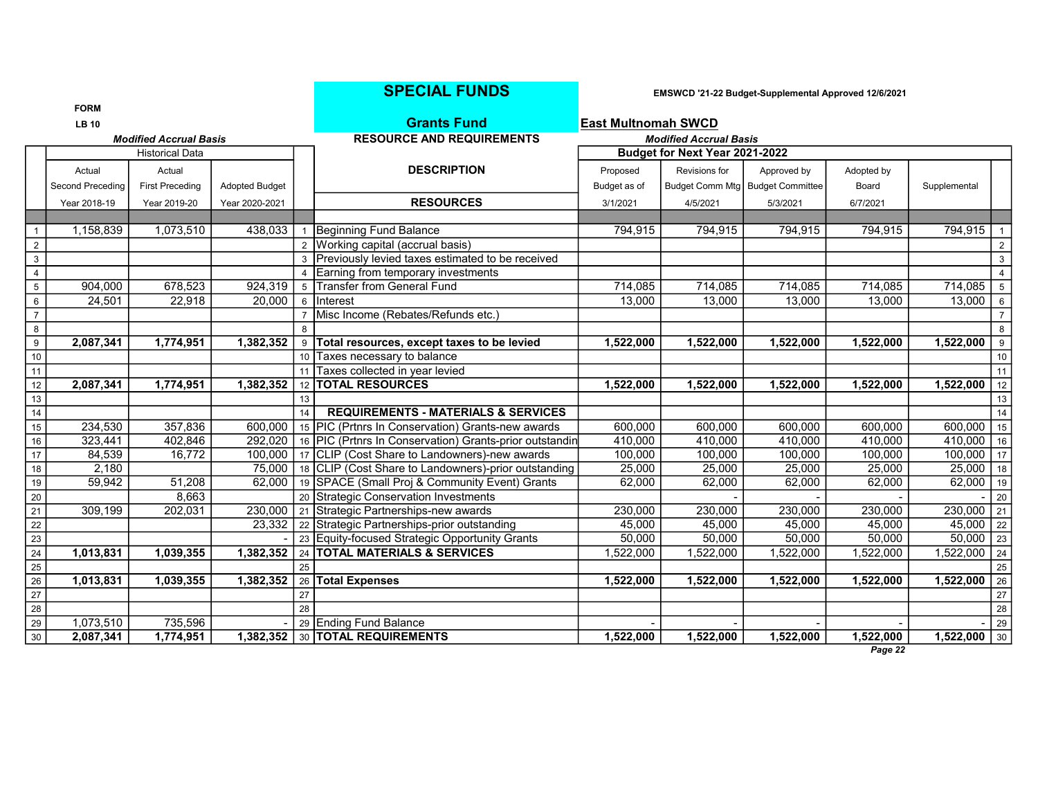FORM
LB 10

# SPECIAL FUNDS

## Grants Fund

EMSWCD '21-22 Budget-Supplemental Approved 12/6/2021

**East Multnomah SWCD**

*Modified Accrual Basis* — RESOURCE AND REQUIREMENTS — *Modified Accrual Basis*

| | Historical Data | | | | DESCRIPTION | Budget for Next Year 2021-2022 | | | | | |
|---|---|---|---|---|---|---|---|---|---|---|---|
| | Actual Second Preceding Year 2018-19 | Actual First Preceding Year 2019-20 | Adopted Budget Year 2020-2021 | | RESOURCES | Proposed Budget as of 3/1/2021 | Revisions for Budget Comm Mtg 4/5/2021 | Approved by Budget Committee 5/3/2021 | Adopted by Board 6/7/2021 | Supplemental | |
| 1 | 1,158,839 | 1,073,510 | 438,033 | 1 | Beginning Fund Balance | 794,915 | 794,915 | 794,915 | 794,915 | 794,915 | 1 |
| 2 | | | | 2 | Working capital (accrual basis) | | | | | | 2 |
| 3 | | | | 3 | Previously levied taxes estimated to be received | | | | | | 3 |
| 4 | | | | 4 | Earning from temporary investments | | | | | | 4 |
| 5 | 904,000 | 678,523 | 924,319 | 5 | Transfer from General Fund | 714,085 | 714,085 | 714,085 | 714,085 | 714,085 | 5 |
| 6 | 24,501 | 22,918 | 20,000 | 6 | Interest | 13,000 | 13,000 | 13,000 | 13,000 | 13,000 | 6 |
| 7 | | | | 7 | Misc Income (Rebates/Refunds etc.) | | | | | | 7 |
| 8 | | | | 8 | | | | | | | 8 |
| 9 | **2,087,341** | **1,774,951** | **1,382,352** | 9 | **Total resources, except taxes to be levied** | **1,522,000** | **1,522,000** | **1,522,000** | **1,522,000** | **1,522,000** | 9 |
| 10 | | | | 10 | Taxes necessary to balance | | | | | | 10 |
| 11 | | | | 11 | Taxes collected in year levied | | | | | | 11 |
| 12 | **2,087,341** | **1,774,951** | **1,382,352** | 12 | **TOTAL RESOURCES** | **1,522,000** | **1,522,000** | **1,522,000** | **1,522,000** | **1,522,000** | 12 |
| 13 | | | | 13 | | | | | | | 13 |
| 14 | | | | 14 | **REQUIREMENTS - MATERIALS & SERVICES** | | | | | | 14 |
| 15 | 234,530 | 357,836 | 600,000 | 15 | PIC (Prtnrs In Conservation) Grants-new awards | 600,000 | 600,000 | 600,000 | 600,000 | 600,000 | 15 |
| 16 | 323,441 | 402,846 | 292,020 | 16 | PIC (Prtnrs In Conservation) Grants-prior outstandin | 410,000 | 410,000 | 410,000 | 410,000 | 410,000 | 16 |
| 17 | 84,539 | 16,772 | 100,000 | 17 | CLIP (Cost Share to Landowners)-new awards | 100,000 | 100,000 | 100,000 | 100,000 | 100,000 | 17 |
| 18 | 2,180 | | 75,000 | 18 | CLIP (Cost Share to Landowners)-prior outstanding | 25,000 | 25,000 | 25,000 | 25,000 | 25,000 | 18 |
| 19 | 59,942 | 51,208 | 62,000 | 19 | SPACE (Small Proj & Community Event) Grants | 62,000 | 62,000 | 62,000 | 62,000 | 62,000 | 19 |
| 20 | | 8,663 | | 20 | Strategic Conservation Investments | | - | - | - | - | 20 |
| 21 | 309,199 | 202,031 | 230,000 | 21 | Strategic Partnerships-new awards | 230,000 | 230,000 | 230,000 | 230,000 | 230,000 | 21 |
| 22 | | | 23,332 | 22 | Strategic Partnerships-prior outstanding | 45,000 | 45,000 | 45,000 | 45,000 | 45,000 | 22 |
| 23 | | | - | 23 | Equity-focused Strategic Opportunity Grants | 50,000 | 50,000 | 50,000 | 50,000 | 50,000 | 23 |
| 24 | **1,013,831** | **1,039,355** | **1,382,352** | 24 | **TOTAL MATERIALS & SERVICES** | 1,522,000 | 1,522,000 | 1,522,000 | 1,522,000 | 1,522,000 | 24 |
| 25 | | | | 25 | | | | | | | 25 |
| 26 | **1,013,831** | **1,039,355** | **1,382,352** | 26 | **Total Expenses** | **1,522,000** | **1,522,000** | **1,522,000** | **1,522,000** | **1,522,000** | 26 |
| 27 | | | | 27 | | | | | | | 27 |
| 28 | | | | 28 | | | | | | | 28 |
| 29 | 1,073,510 | 735,596 | - | 29 | Ending Fund Balance | - | - | - | - | - | 29 |
| 30 | **2,087,341** | **1,774,951** | **1,382,352** | 30 | **TOTAL REQUIREMENTS** | **1,522,000** | **1,522,000** | **1,522,000** | **1,522,000** | **1,522,000** | 30 |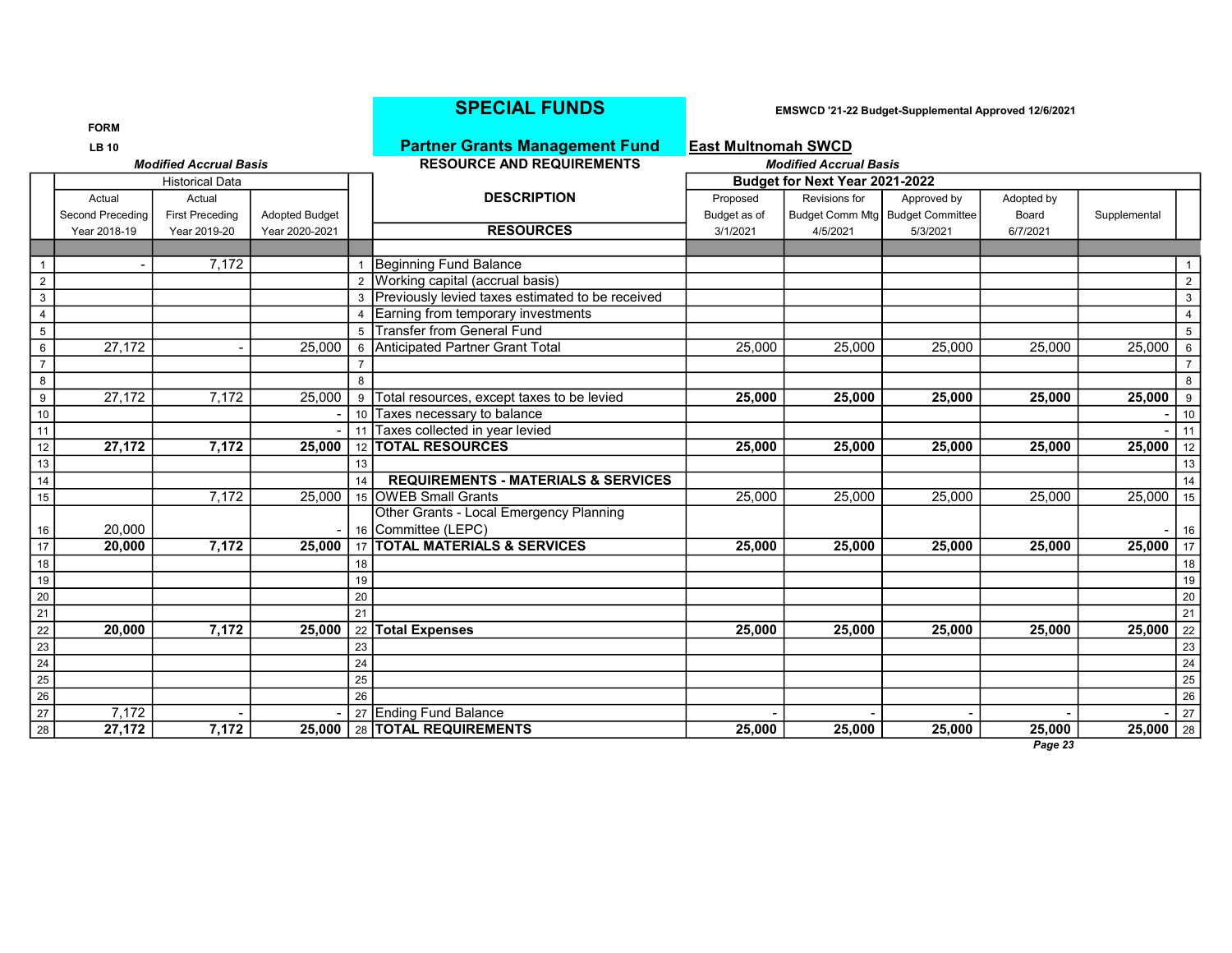# SPECIAL FUNDS

**EMSWCD '21-22 Budget-Supplemental Approved 12/6/2021**

**FORM**
**LB 10**

## Partner Grants Management Fund

**East Multnomah SWCD**

**RESOURCE AND REQUIREMENTS**

*Modified Accrual Basis*

| | Historical Data | | | | | Budget for Next Year 2021-2022 | | | | | |
|---|---|---|---|---|---|---|---|---|---|---|---|
| | Actual Second Preceding Year 2018-19 | Actual First Preceding Year 2019-20 | Adopted Budget Year 2020-2021 | | DESCRIPTION<br>RESOURCES | Proposed Budget as of 3/1/2021 | Revisions for Budget Comm Mtg 4/5/2021 | Approved by Budget Committee 5/3/2021 | Adopted by Board 6/7/2021 | Supplemental | |
| 1 | - | 7,172 | | 1 | Beginning Fund Balance | | | | | | 1 |
| 2 | | | | 2 | Working capital (accrual basis) | | | | | | 2 |
| 3 | | | | 3 | Previously levied taxes estimated to be received | | | | | | 3 |
| 4 | | | | 4 | Earning from temporary investments | | | | | | 4 |
| 5 | | | | 5 | Transfer from General Fund | | | | | | 5 |
| 6 | 27,172 | - | 25,000 | 6 | Anticipated Partner Grant Total | 25,000 | 25,000 | 25,000 | 25,000 | 25,000 | 6 |
| 7 | | | | 7 | | | | | | | 7 |
| 8 | | | | 8 | | | | | | | 8 |
| 9 | 27,172 | 7,172 | 25,000 | 9 | Total resources, except taxes to be levied | **25,000** | **25,000** | **25,000** | **25,000** | **25,000** | 9 |
| 10 | | | - | 10 | Taxes necessary to balance | | | | | - | 10 |
| 11 | | | - | 11 | Taxes collected in year levied | | | | | - | 11 |
| 12 | **27,172** | **7,172** | **25,000** | 12 | **TOTAL RESOURCES** | **25,000** | **25,000** | **25,000** | **25,000** | **25,000** | 12 |
| 13 | | | | 13 | | | | | | | 13 |
| 14 | | | | 14 | **REQUIREMENTS - MATERIALS & SERVICES** | | | | | | 14 |
| 15 | | 7,172 | 25,000 | 15 | OWEB Small Grants | 25,000 | 25,000 | 25,000 | 25,000 | 25,000 | 15 |
| 16 | 20,000 | | - | 16 | Other Grants - Local Emergency Planning Committee (LEPC) | | | | | - | 16 |
| 17 | **20,000** | **7,172** | **25,000** | 17 | **TOTAL MATERIALS & SERVICES** | **25,000** | **25,000** | **25,000** | **25,000** | **25,000** | 17 |
| 18 | | | | 18 | | | | | | | 18 |
| 19 | | | | 19 | | | | | | | 19 |
| 20 | | | | 20 | | | | | | | 20 |
| 21 | | | | 21 | | | | | | | 21 |
| 22 | **20,000** | **7,172** | **25,000** | 22 | **Total Expenses** | **25,000** | **25,000** | **25,000** | **25,000** | **25,000** | 22 |
| 23 | | | | 23 | | | | | | | 23 |
| 24 | | | | 24 | | | | | | | 24 |
| 25 | | | | 25 | | | | | | | 25 |
| 26 | | | | 26 | | | | | | | 26 |
| 27 | 7,172 | - | - | 27 | Ending Fund Balance | - | - | - | - | - | 27 |
| 28 | **27,172** | **7,172** | **25,000** | 28 | **TOTAL REQUIREMENTS** | **25,000** | **25,000** | **25,000** | **25,000** | **25,000** | 28 |